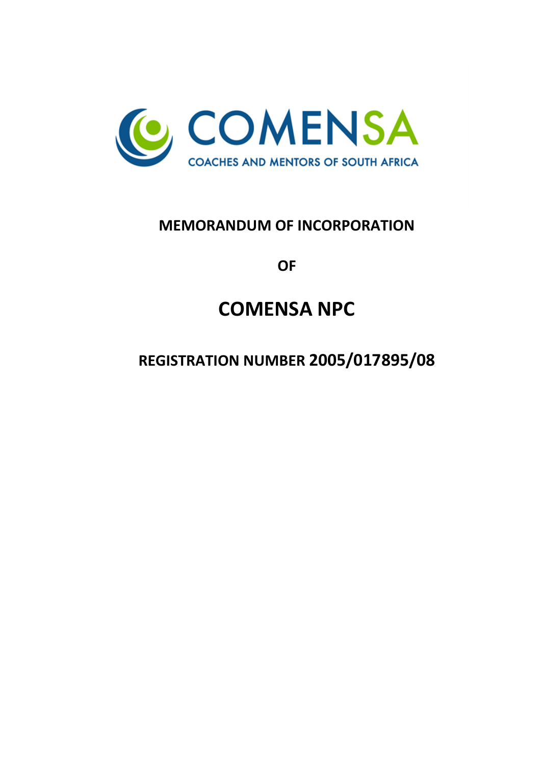COMENSA

COACHES AND MENTORS OF SOUTH AFRICA

**MEMORANDUM OF INCORPORATION**

**OF**

# COMENSA NPC

**REGISTRATION NUMBER 2005/017895/08**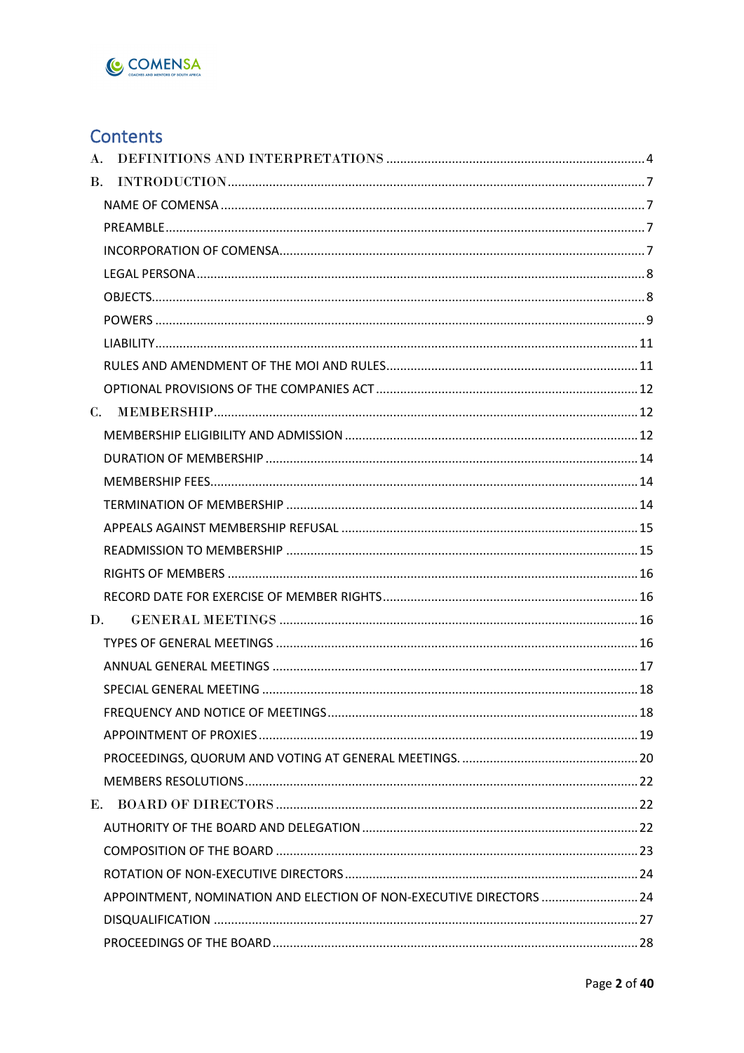## Contents

A. DEFINITIONS AND INTERPRETATIONS ....... 4

B. INTRODUCTION ....... 7

- NAME OF COMENSA ....... 7
- PREAMBLE ....... 7
- INCORPORATION OF COMENSA ....... 7
- LEGAL PERSONA ....... 8
- OBJECTS ....... 8
- POWERS ....... 9
- LIABILITY ....... 11
- RULES AND AMENDMENT OF THE MOI AND RULES ....... 11
- OPTIONAL PROVISIONS OF THE COMPANIES ACT ....... 12

C. MEMBERSHIP ....... 12

- MEMBERSHIP ELIGIBILITY AND ADMISSION ....... 12
- DURATION OF MEMBERSHIP ....... 14
- MEMBERSHIP FEES ....... 14
- TERMINATION OF MEMBERSHIP ....... 14
- APPEALS AGAINST MEMBERSHIP REFUSAL ....... 15
- READMISSION TO MEMBERSHIP ....... 15
- RIGHTS OF MEMBERS ....... 16
- RECORD DATE FOR EXERCISE OF MEMBER RIGHTS ....... 16

D. GENERAL MEETINGS ....... 16

- TYPES OF GENERAL MEETINGS ....... 16
- ANNUAL GENERAL MEETINGS ....... 17
- SPECIAL GENERAL MEETING ....... 18
- FREQUENCY AND NOTICE OF MEETINGS ....... 18
- APPOINTMENT OF PROXIES ....... 19
- PROCEEDINGS, QUORUM AND VOTING AT GENERAL MEETINGS. ....... 20
- MEMBERS RESOLUTIONS ....... 22

E. BOARD OF DIRECTORS ....... 22

- AUTHORITY OF THE BOARD AND DELEGATION ....... 22
- COMPOSITION OF THE BOARD ....... 23
- ROTATION OF NON-EXECUTIVE DIRECTORS ....... 24
- APPOINTMENT, NOMINATION AND ELECTION OF NON-EXECUTIVE DIRECTORS ....... 24
- DISQUALIFICATION ....... 27
- PROCEEDINGS OF THE BOARD ....... 28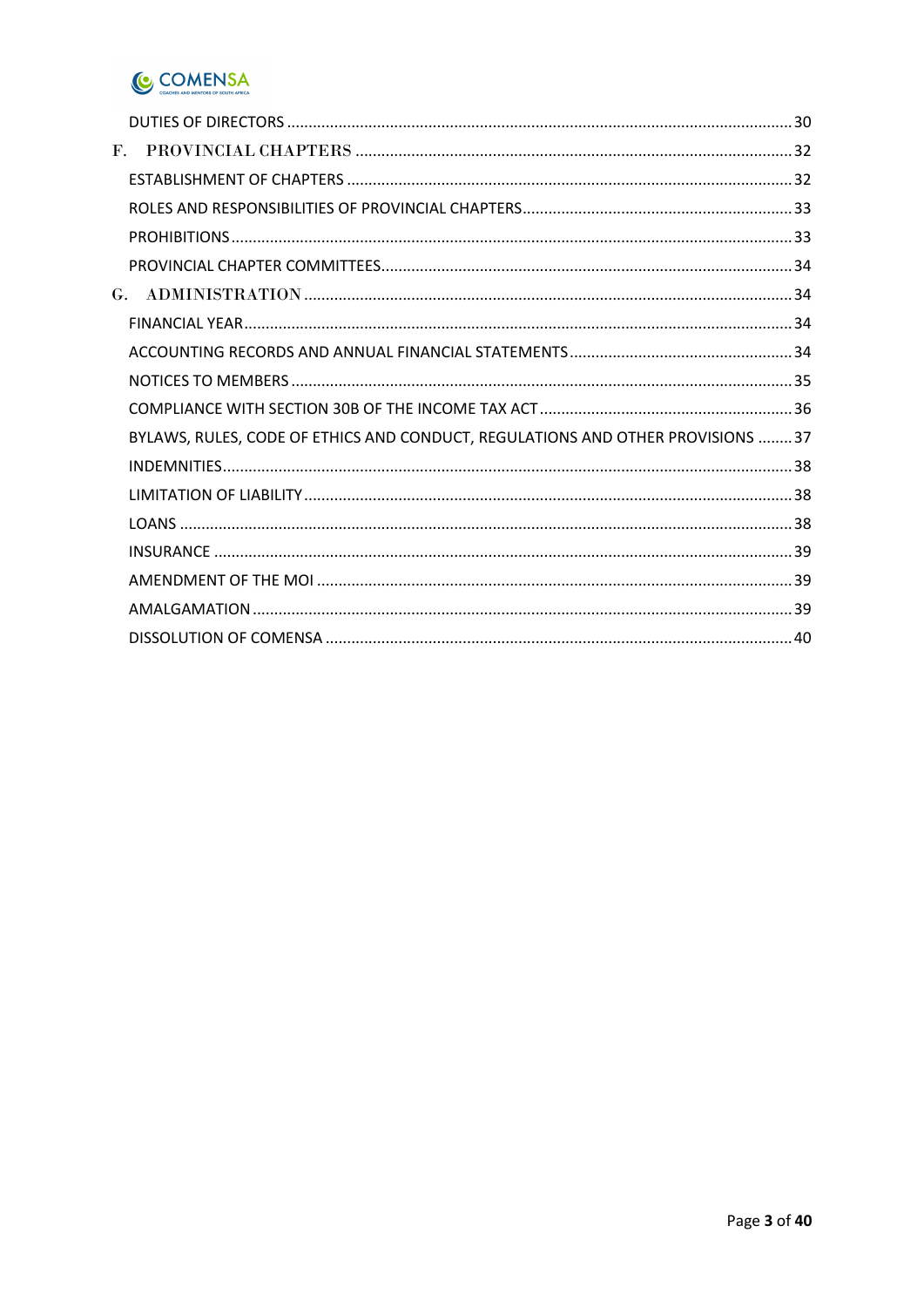DUTIES OF DIRECTORS ............ 30

F. PROVINCIAL CHAPTERS ............ 32

ESTABLISHMENT OF CHAPTERS ............ 32

ROLES AND RESPONSIBILITIES OF PROVINCIAL CHAPTERS ............ 33

PROHIBITIONS ............ 33

PROVINCIAL CHAPTER COMMITTEES ............ 34

G. ADMINISTRATION ............ 34

FINANCIAL YEAR ............ 34

ACCOUNTING RECORDS AND ANNUAL FINANCIAL STATEMENTS ............ 34

NOTICES TO MEMBERS ............ 35

COMPLIANCE WITH SECTION 30B OF THE INCOME TAX ACT ............ 36

BYLAWS, RULES, CODE OF ETHICS AND CONDUCT, REGULATIONS AND OTHER PROVISIONS ............ 37

INDEMNITIES ............ 38

LIMITATION OF LIABILITY ............ 38

LOANS ............ 38

INSURANCE ............ 39

AMENDMENT OF THE MOI ............ 39

AMALGAMATION ............ 39

DISSOLUTION OF COMENSA ............ 40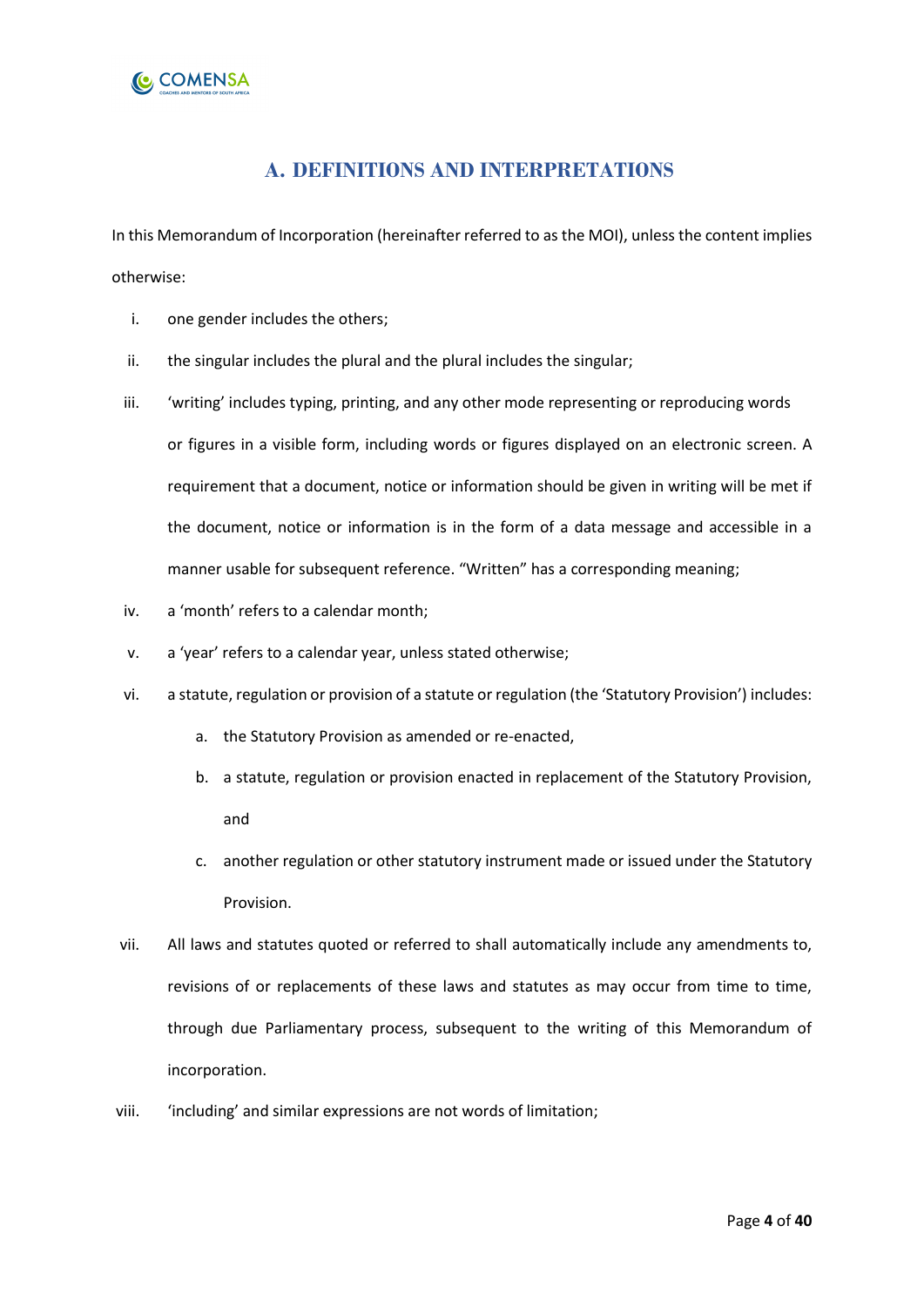## A. DEFINITIONS AND INTERPRETATIONS

In this Memorandum of Incorporation (hereinafter referred to as the MOI), unless the content implies otherwise:

i. one gender includes the others;

ii. the singular includes the plural and the plural includes the singular;

iii. 'writing' includes typing, printing, and any other mode representing or reproducing words or figures in a visible form, including words or figures displayed on an electronic screen. A requirement that a document, notice or information should be given in writing will be met if the document, notice or information is in the form of a data message and accessible in a manner usable for subsequent reference. "Written" has a corresponding meaning;

iv. a 'month' refers to a calendar month;

v. a 'year' refers to a calendar year, unless stated otherwise;

vi. a statute, regulation or provision of a statute or regulation (the 'Statutory Provision') includes:

   a. the Statutory Provision as amended or re-enacted,

   b. a statute, regulation or provision enacted in replacement of the Statutory Provision, and

   c. another regulation or other statutory instrument made or issued under the Statutory Provision.

vii. All laws and statutes quoted or referred to shall automatically include any amendments to, revisions of or replacements of these laws and statutes as may occur from time to time, through due Parliamentary process, subsequent to the writing of this Memorandum of incorporation.

viii. 'including' and similar expressions are not words of limitation;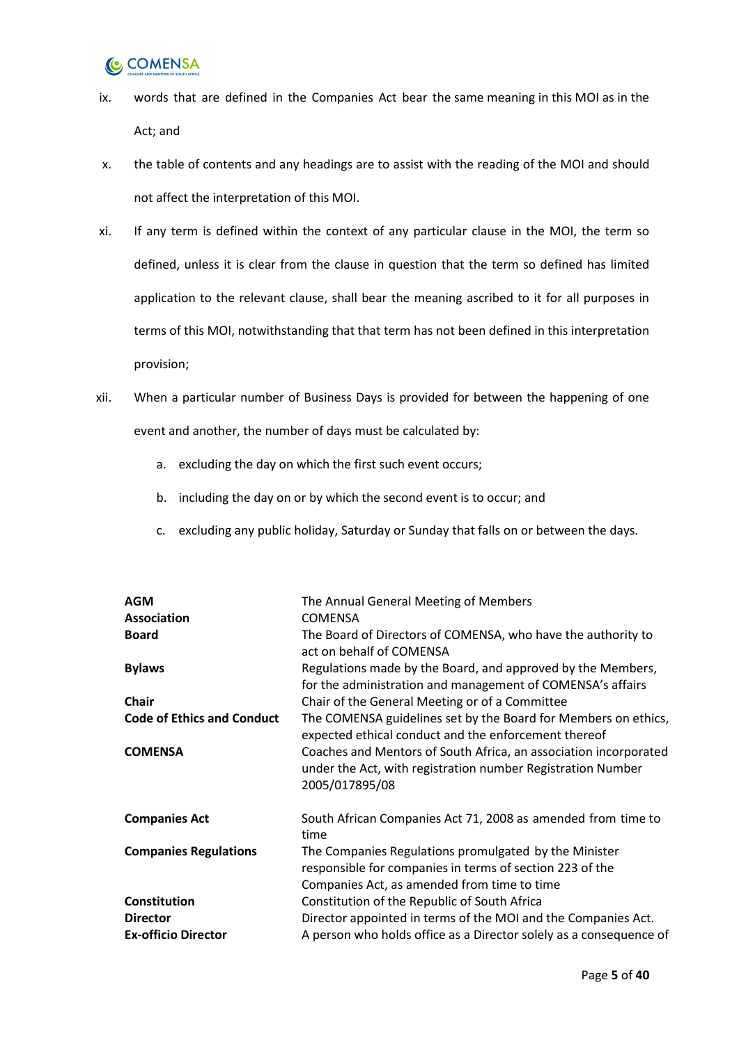ix. words that are defined in the Companies Act bear the same meaning in this MOI as in the Act; and

x. the table of contents and any headings are to assist with the reading of the MOI and should not affect the interpretation of this MOI.

xi. If any term is defined within the context of any particular clause in the MOI, the term so defined, unless it is clear from the clause in question that the term so defined has limited application to the relevant clause, shall bear the meaning ascribed to it for all purposes in terms of this MOI, notwithstanding that that term has not been defined in this interpretation provision;

xii. When a particular number of Business Days is provided for between the happening of one event and another, the number of days must be calculated by:

   a. excluding the day on which the first such event occurs;

   b. including the day on or by which the second event is to occur; and

   c. excluding any public holiday, Saturday or Sunday that falls on or between the days.

| | |
|---|---|
| **AGM** | The Annual General Meeting of Members |
| **Association** | COMENSA |
| **Board** | The Board of Directors of COMENSA, who have the authority to act on behalf of COMENSA |
| **Bylaws** | Regulations made by the Board, and approved by the Members, for the administration and management of COMENSA's affairs |
| **Chair** | Chair of the General Meeting or of a Committee |
| **Code of Ethics and Conduct** | The COMENSA guidelines set by the Board for Members on ethics, expected ethical conduct and the enforcement thereof |
| **COMENSA** | Coaches and Mentors of South Africa, an association incorporated under the Act, with registration number Registration Number 2005/017895/08 |
| **Companies Act** | South African Companies Act 71, 2008 as amended from time to time |
| **Companies Regulations** | The Companies Regulations promulgated by the Minister responsible for companies in terms of section 223 of the Companies Act, as amended from time to time |
| **Constitution** | Constitution of the Republic of South Africa |
| **Director** | Director appointed in terms of the MOI and the Companies Act. |
| **Ex-officio Director** | A person who holds office as a Director solely as a consequence of |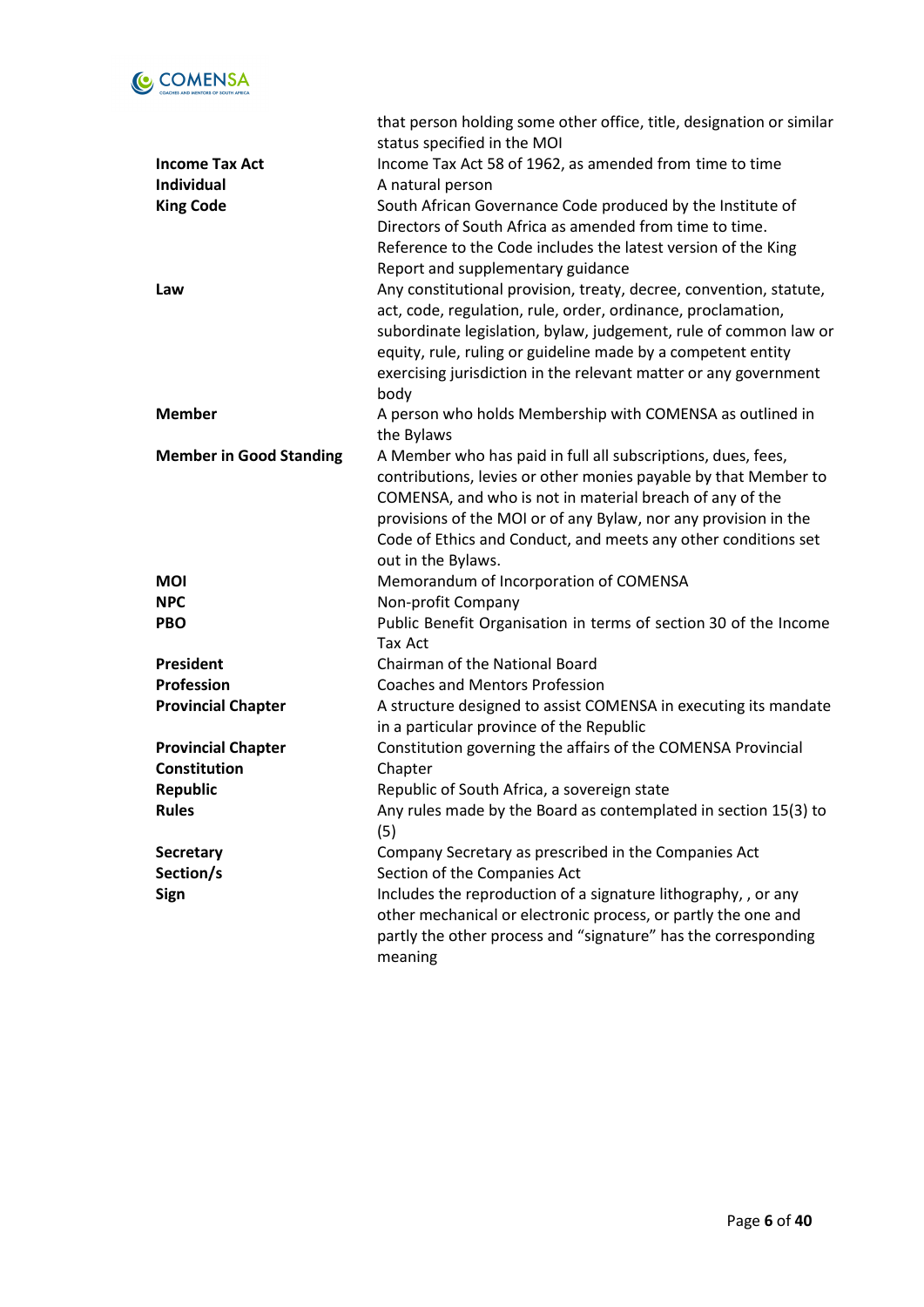| | |
|---|---|
| | that person holding some other office, title, designation or similar status specified in the MOI |
| **Income Tax Act** | Income Tax Act 58 of 1962, as amended from time to time |
| **Individual** | A natural person |
| **King Code** | South African Governance Code produced by the Institute of Directors of South Africa as amended from time to time. Reference to the Code includes the latest version of the King Report and supplementary guidance |
| **Law** | Any constitutional provision, treaty, decree, convention, statute, act, code, regulation, rule, order, ordinance, proclamation, subordinate legislation, bylaw, judgement, rule of common law or equity, rule, ruling or guideline made by a competent entity exercising jurisdiction in the relevant matter or any government body |
| **Member** | A person who holds Membership with COMENSA as outlined in the Bylaws |
| **Member in Good Standing** | A Member who has paid in full all subscriptions, dues, fees, contributions, levies or other monies payable by that Member to COMENSA, and who is not in material breach of any of the provisions of the MOI or of any Bylaw, nor any provision in the Code of Ethics and Conduct, and meets any other conditions set out in the Bylaws. |
| **MOI** | Memorandum of Incorporation of COMENSA |
| **NPC** | Non-profit Company |
| **PBO** | Public Benefit Organisation in terms of section 30 of the Income Tax Act |
| **President** | Chairman of the National Board |
| **Profession** | Coaches and Mentors Profession |
| **Provincial Chapter** | A structure designed to assist COMENSA in executing its mandate in a particular province of the Republic |
| **Provincial Chapter Constitution** | Constitution governing the affairs of the COMENSA Provincial Chapter |
| **Republic** | Republic of South Africa, a sovereign state |
| **Rules** | Any rules made by the Board as contemplated in section 15(3) to (5) |
| **Secretary** | Company Secretary as prescribed in the Companies Act |
| **Section/s** | Section of the Companies Act |
| **Sign** | Includes the reproduction of a signature lithography, , or any other mechanical or electronic process, or partly the one and partly the other process and "signature" has the corresponding meaning |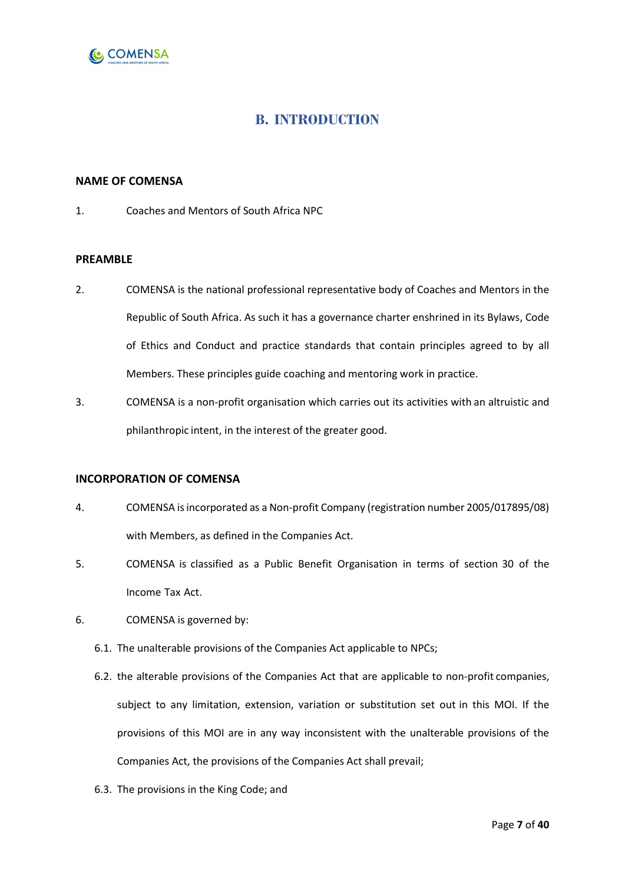# B. INTRODUCTION

**NAME OF COMENSA**

1. Coaches and Mentors of South Africa NPC

**PREAMBLE**

2. COMENSA is the national professional representative body of Coaches and Mentors in the Republic of South Africa. As such it has a governance charter enshrined in its Bylaws, Code of Ethics and Conduct and practice standards that contain principles agreed to by all Members. These principles guide coaching and mentoring work in practice.

3. COMENSA is a non-profit organisation which carries out its activities with an altruistic and philanthropic intent, in the interest of the greater good.

**INCORPORATION OF COMENSA**

4. COMENSA is incorporated as a Non-profit Company (registration number 2005/017895/08) with Members, as defined in the Companies Act.

5. COMENSA is classified as a Public Benefit Organisation in terms of section 30 of the Income Tax Act.

6. COMENSA is governed by:

    6.1. The unalterable provisions of the Companies Act applicable to NPCs;

    6.2. the alterable provisions of the Companies Act that are applicable to non-profit companies, subject to any limitation, extension, variation or substitution set out in this MOI. If the provisions of this MOI are in any way inconsistent with the unalterable provisions of the Companies Act, the provisions of the Companies Act shall prevail;

    6.3. The provisions in the King Code; and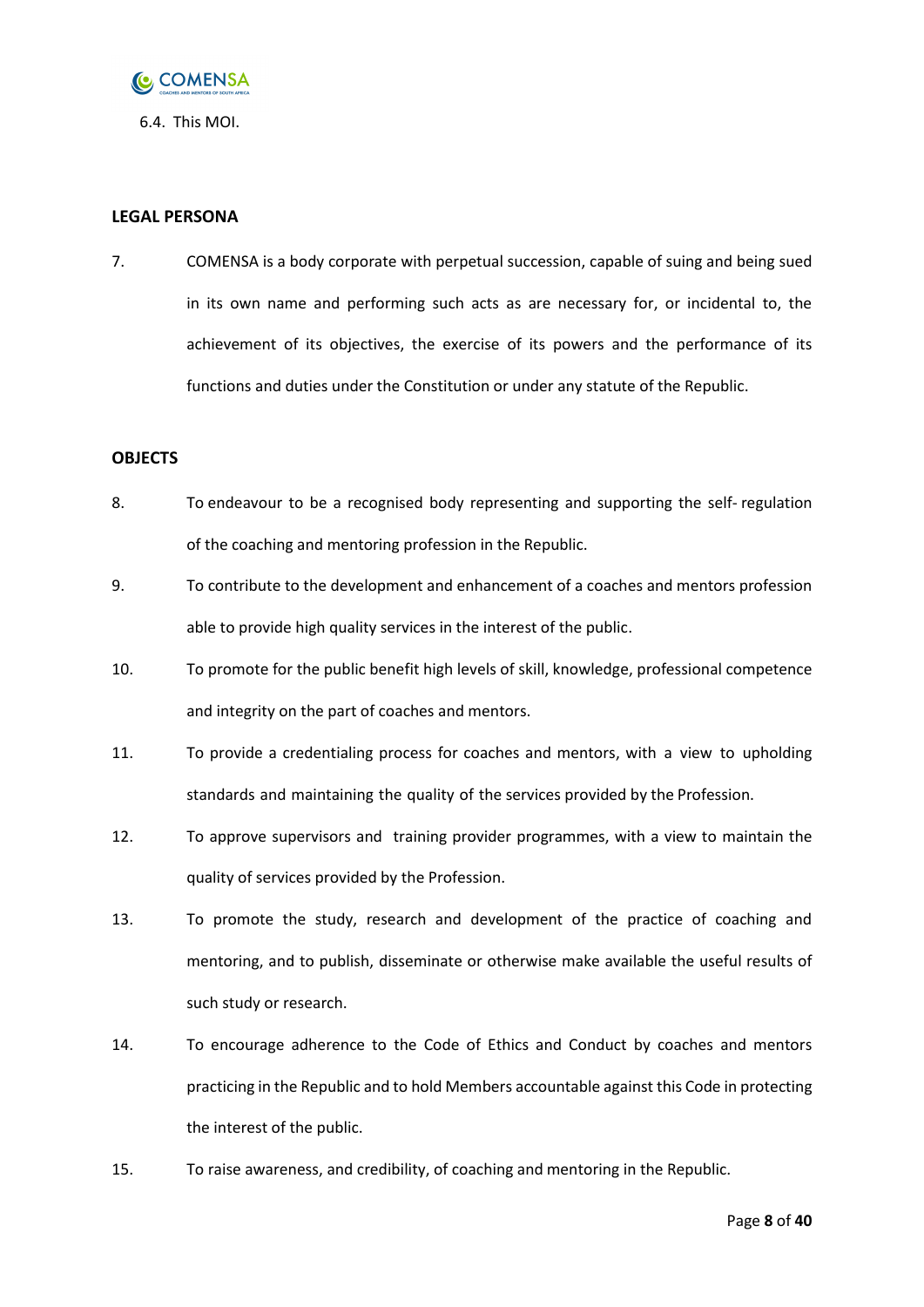6.4. This MOI.

**LEGAL PERSONA**

7. COMENSA is a body corporate with perpetual succession, capable of suing and being sued in its own name and performing such acts as are necessary for, or incidental to, the achievement of its objectives, the exercise of its powers and the performance of its functions and duties under the Constitution or under any statute of the Republic.

**OBJECTS**

8. To endeavour to be a recognised body representing and supporting the self- regulation of the coaching and mentoring profession in the Republic.

9. To contribute to the development and enhancement of a coaches and mentors profession able to provide high quality services in the interest of the public.

10. To promote for the public benefit high levels of skill, knowledge, professional competence and integrity on the part of coaches and mentors.

11. To provide a credentialing process for coaches and mentors, with a view to upholding standards and maintaining the quality of the services provided by the Profession.

12. To approve supervisors and training provider programmes, with a view to maintain the quality of services provided by the Profession.

13. To promote the study, research and development of the practice of coaching and mentoring, and to publish, disseminate or otherwise make available the useful results of such study or research.

14. To encourage adherence to the Code of Ethics and Conduct by coaches and mentors practicing in the Republic and to hold Members accountable against this Code in protecting the interest of the public.

15. To raise awareness, and credibility, of coaching and mentoring in the Republic.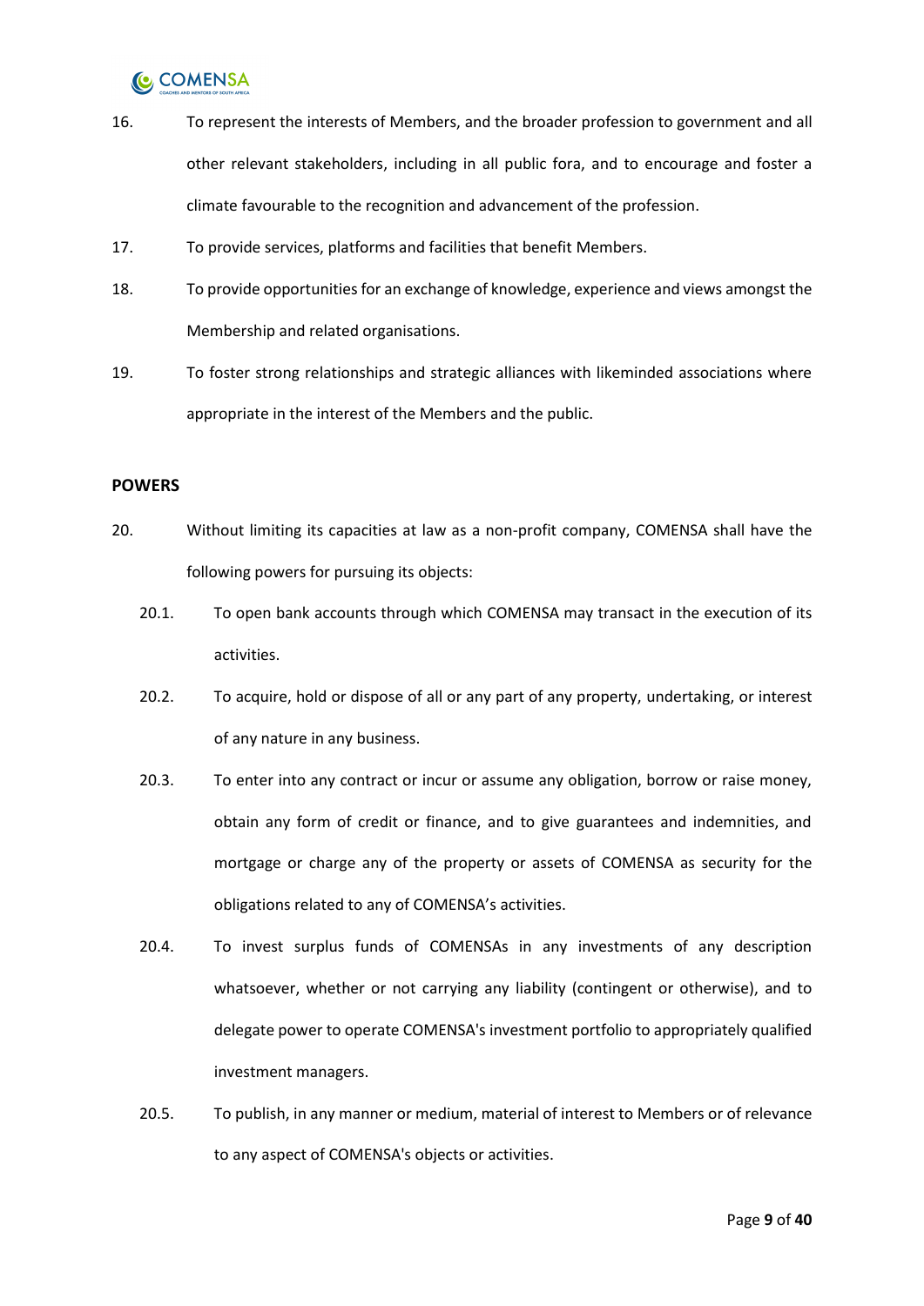16. To represent the interests of Members, and the broader profession to government and all other relevant stakeholders, including in all public fora, and to encourage and foster a climate favourable to the recognition and advancement of the profession.

17. To provide services, platforms and facilities that benefit Members.

18. To provide opportunities for an exchange of knowledge, experience and views amongst the Membership and related organisations.

19. To foster strong relationships and strategic alliances with likeminded associations where appropriate in the interest of the Members and the public.

**POWERS**

20. Without limiting its capacities at law as a non-profit company, COMENSA shall have the following powers for pursuing its objects:

    20.1. To open bank accounts through which COMENSA may transact in the execution of its activities.

    20.2. To acquire, hold or dispose of all or any part of any property, undertaking, or interest of any nature in any business.

    20.3. To enter into any contract or incur or assume any obligation, borrow or raise money, obtain any form of credit or finance, and to give guarantees and indemnities, and mortgage or charge any of the property or assets of COMENSA as security for the obligations related to any of COMENSA's activities.

    20.4. To invest surplus funds of COMENSAs in any investments of any description whatsoever, whether or not carrying any liability (contingent or otherwise), and to delegate power to operate COMENSA's investment portfolio to appropriately qualified investment managers.

    20.5. To publish, in any manner or medium, material of interest to Members or of relevance to any aspect of COMENSA's objects or activities.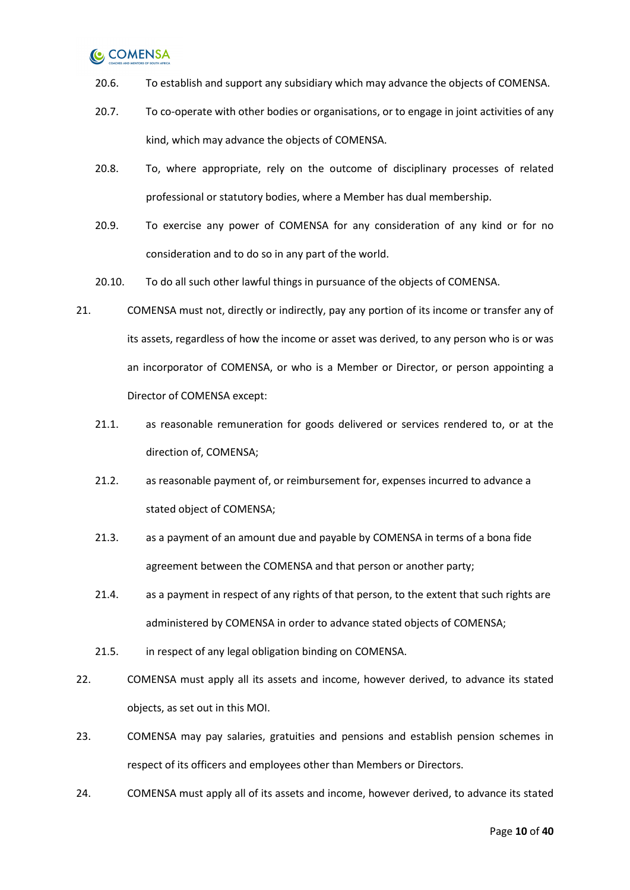20.6. To establish and support any subsidiary which may advance the objects of COMENSA.

20.7. To co-operate with other bodies or organisations, or to engage in joint activities of any kind, which may advance the objects of COMENSA.

20.8. To, where appropriate, rely on the outcome of disciplinary processes of related professional or statutory bodies, where a Member has dual membership.

20.9. To exercise any power of COMENSA for any consideration of any kind or for no consideration and to do so in any part of the world.

20.10. To do all such other lawful things in pursuance of the objects of COMENSA.

21. COMENSA must not, directly or indirectly, pay any portion of its income or transfer any of its assets, regardless of how the income or asset was derived, to any person who is or was an incorporator of COMENSA, or who is a Member or Director, or person appointing a Director of COMENSA except:

21.1. as reasonable remuneration for goods delivered or services rendered to, or at the direction of, COMENSA;

21.2. as reasonable payment of, or reimbursement for, expenses incurred to advance a stated object of COMENSA;

21.3. as a payment of an amount due and payable by COMENSA in terms of a bona fide agreement between the COMENSA and that person or another party;

21.4. as a payment in respect of any rights of that person, to the extent that such rights are administered by COMENSA in order to advance stated objects of COMENSA;

21.5. in respect of any legal obligation binding on COMENSA.

22. COMENSA must apply all its assets and income, however derived, to advance its stated objects, as set out in this MOI.

23. COMENSA may pay salaries, gratuities and pensions and establish pension schemes in respect of its officers and employees other than Members or Directors.

24. COMENSA must apply all of its assets and income, however derived, to advance its stated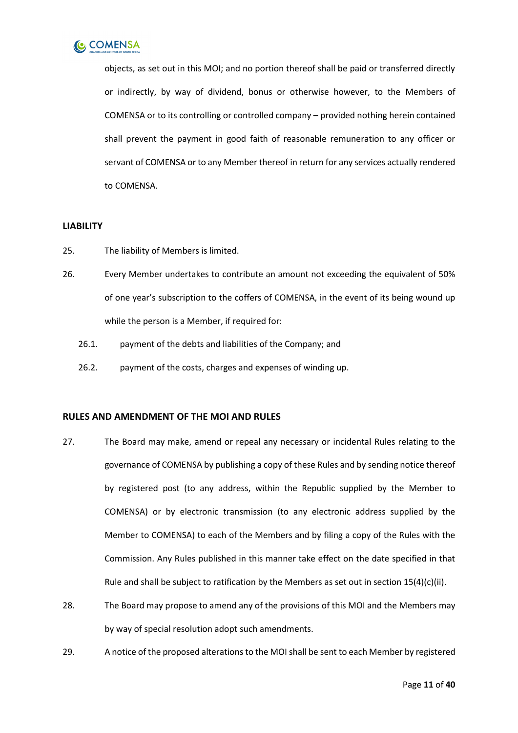objects, as set out in this MOI; and no portion thereof shall be paid or transferred directly or indirectly, by way of dividend, bonus or otherwise however, to the Members of COMENSA or to its controlling or controlled company – provided nothing herein contained shall prevent the payment in good faith of reasonable remuneration to any officer or servant of COMENSA or to any Member thereof in return for any services actually rendered to COMENSA.

**LIABILITY**

25. The liability of Members is limited.

26. Every Member undertakes to contribute an amount not exceeding the equivalent of 50% of one year's subscription to the coffers of COMENSA, in the event of its being wound up while the person is a Member, if required for:

    26.1. payment of the debts and liabilities of the Company; and

    26.2. payment of the costs, charges and expenses of winding up.

**RULES AND AMENDMENT OF THE MOI AND RULES**

27. The Board may make, amend or repeal any necessary or incidental Rules relating to the governance of COMENSA by publishing a copy of these Rules and by sending notice thereof by registered post (to any address, within the Republic supplied by the Member to COMENSA) or by electronic transmission (to any electronic address supplied by the Member to COMENSA) to each of the Members and by filing a copy of the Rules with the Commission. Any Rules published in this manner take effect on the date specified in that Rule and shall be subject to ratification by the Members as set out in section 15(4)(c)(ii).

28. The Board may propose to amend any of the provisions of this MOI and the Members may by way of special resolution adopt such amendments.

29. A notice of the proposed alterations to the MOI shall be sent to each Member by registered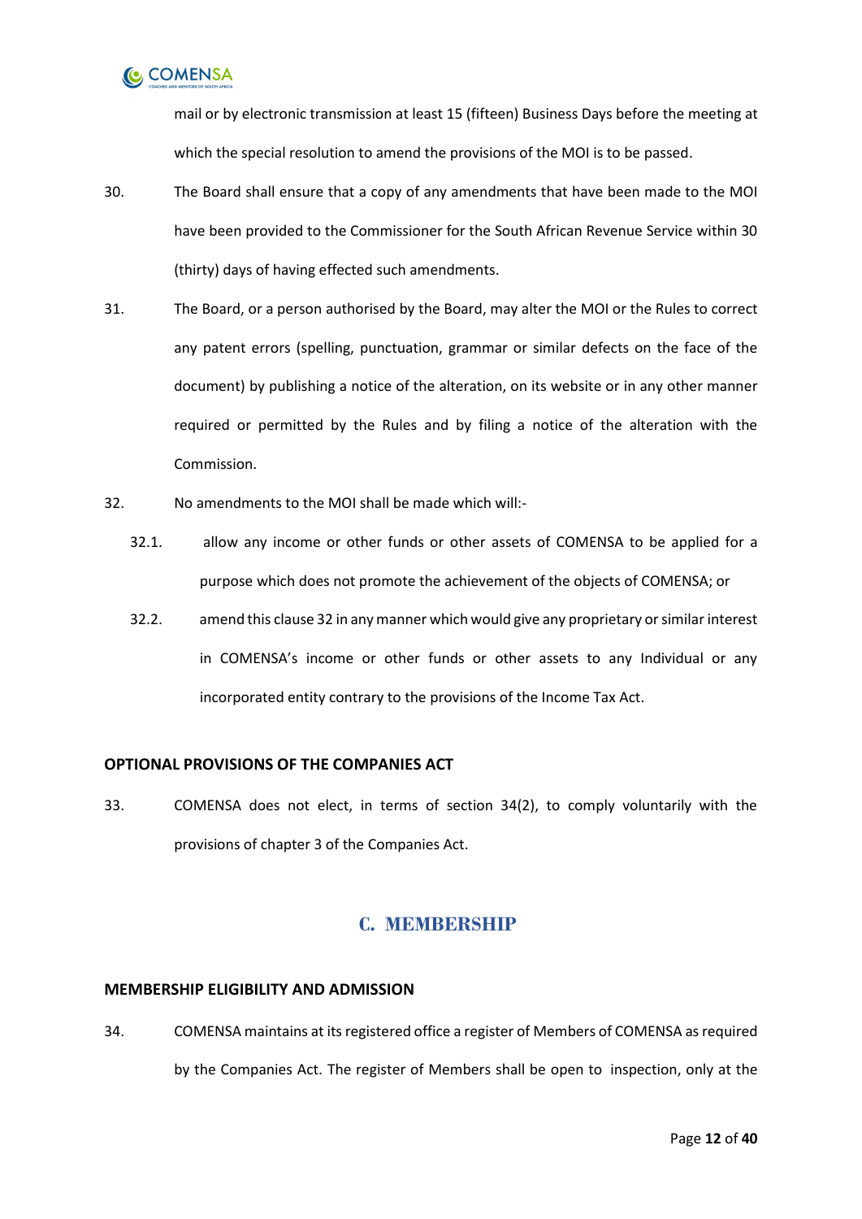mail or by electronic transmission at least 15 (fifteen) Business Days before the meeting at which the special resolution to amend the provisions of the MOI is to be passed.

30. The Board shall ensure that a copy of any amendments that have been made to the MOI have been provided to the Commissioner for the South African Revenue Service within 30 (thirty) days of having effected such amendments.

31. The Board, or a person authorised by the Board, may alter the MOI or the Rules to correct any patent errors (spelling, punctuation, grammar or similar defects on the face of the document) by publishing a notice of the alteration, on its website or in any other manner required or permitted by the Rules and by filing a notice of the alteration with the Commission.

32. No amendments to the MOI shall be made which will:-

    32.1. allow any income or other funds or other assets of COMENSA to be applied for a purpose which does not promote the achievement of the objects of COMENSA; or

    32.2. amend this clause 32 in any manner which would give any proprietary or similar interest in COMENSA's income or other funds or other assets to any Individual or any incorporated entity contrary to the provisions of the Income Tax Act.

**OPTIONAL PROVISIONS OF THE COMPANIES ACT**

33. COMENSA does not elect, in terms of section 34(2), to comply voluntarily with the provisions of chapter 3 of the Companies Act.

## C. MEMBERSHIP

**MEMBERSHIP ELIGIBILITY AND ADMISSION**

34. COMENSA maintains at its registered office a register of Members of COMENSA as required by the Companies Act. The register of Members shall be open to inspection, only at the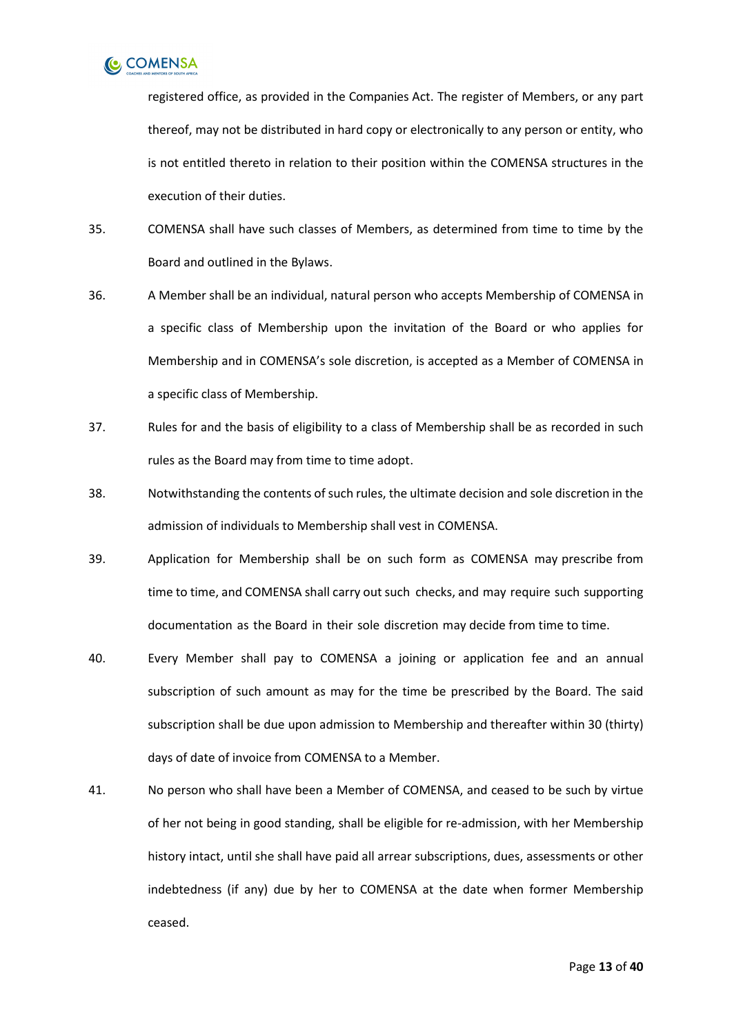registered office, as provided in the Companies Act. The register of Members, or any part thereof, may not be distributed in hard copy or electronically to any person or entity, who is not entitled thereto in relation to their position within the COMENSA structures in the execution of their duties.

35. COMENSA shall have such classes of Members, as determined from time to time by the Board and outlined in the Bylaws.

36. A Member shall be an individual, natural person who accepts Membership of COMENSA in a specific class of Membership upon the invitation of the Board or who applies for Membership and in COMENSA's sole discretion, is accepted as a Member of COMENSA in a specific class of Membership.

37. Rules for and the basis of eligibility to a class of Membership shall be as recorded in such rules as the Board may from time to time adopt.

38. Notwithstanding the contents of such rules, the ultimate decision and sole discretion in the admission of individuals to Membership shall vest in COMENSA.

39. Application for Membership shall be on such form as COMENSA may prescribe from time to time, and COMENSA shall carry out such checks, and may require such supporting documentation as the Board in their sole discretion may decide from time to time.

40. Every Member shall pay to COMENSA a joining or application fee and an annual subscription of such amount as may for the time be prescribed by the Board. The said subscription shall be due upon admission to Membership and thereafter within 30 (thirty) days of date of invoice from COMENSA to a Member.

41. No person who shall have been a Member of COMENSA, and ceased to be such by virtue of her not being in good standing, shall be eligible for re-admission, with her Membership history intact, until she shall have paid all arrear subscriptions, dues, assessments or other indebtedness (if any) due by her to COMENSA at the date when former Membership ceased.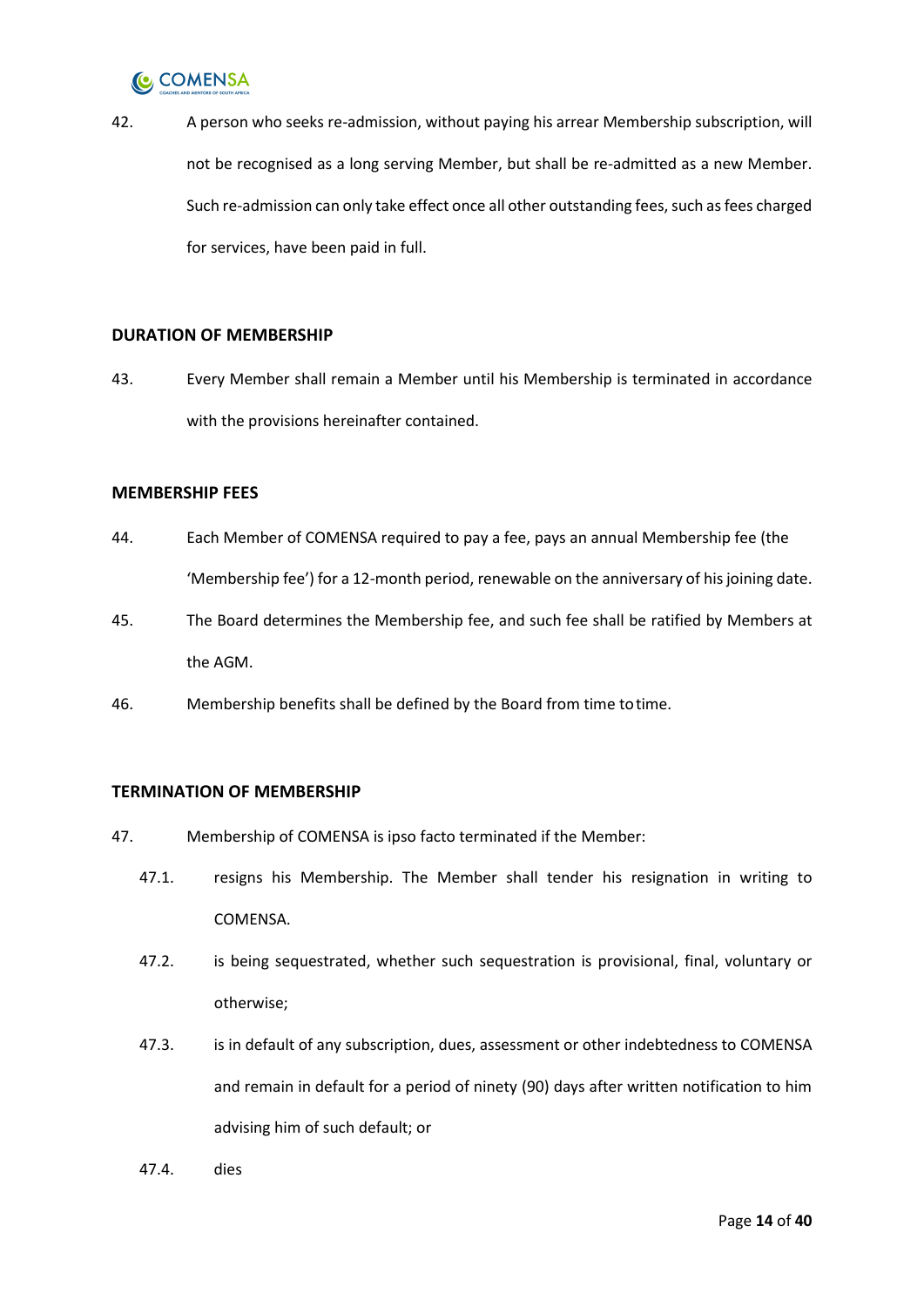42. A person who seeks re-admission, without paying his arrear Membership subscription, will not be recognised as a long serving Member, but shall be re-admitted as a new Member. Such re-admission can only take effect once all other outstanding fees, such as fees charged for services, have been paid in full.

### DURATION OF MEMBERSHIP

43. Every Member shall remain a Member until his Membership is terminated in accordance with the provisions hereinafter contained.

### MEMBERSHIP FEES

44. Each Member of COMENSA required to pay a fee, pays an annual Membership fee (the 'Membership fee') for a 12-month period, renewable on the anniversary of his joining date.
45. The Board determines the Membership fee, and such fee shall be ratified by Members at the AGM.
46. Membership benefits shall be defined by the Board from time to time.

### TERMINATION OF MEMBERSHIP

47. Membership of COMENSA is ipso facto terminated if the Member:
    - 47.1. resigns his Membership. The Member shall tender his resignation in writing to COMENSA.
    - 47.2. is being sequestrated, whether such sequestration is provisional, final, voluntary or otherwise;
    - 47.3. is in default of any subscription, dues, assessment or other indebtedness to COMENSA and remain in default for a period of ninety (90) days after written notification to him advising him of such default; or
    - 47.4. dies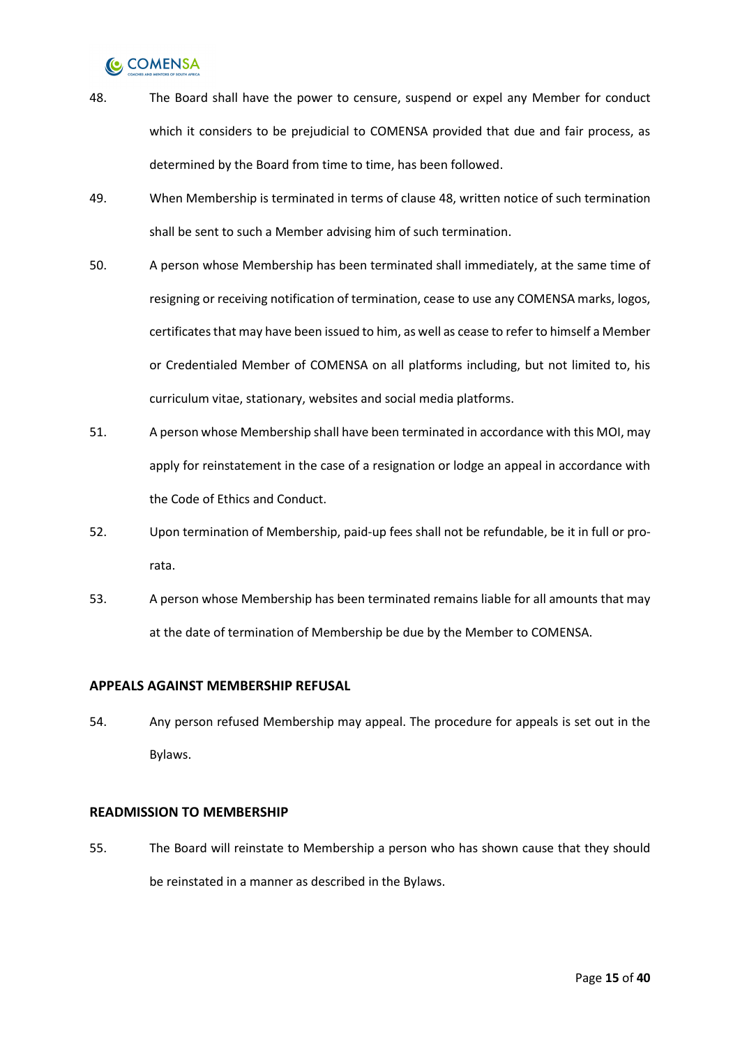48. The Board shall have the power to censure, suspend or expel any Member for conduct which it considers to be prejudicial to COMENSA provided that due and fair process, as determined by the Board from time to time, has been followed.

49. When Membership is terminated in terms of clause 48, written notice of such termination shall be sent to such a Member advising him of such termination.

50. A person whose Membership has been terminated shall immediately, at the same time of resigning or receiving notification of termination, cease to use any COMENSA marks, logos, certificates that may have been issued to him, as well as cease to refer to himself a Member or Credentialed Member of COMENSA on all platforms including, but not limited to, his curriculum vitae, stationary, websites and social media platforms.

51. A person whose Membership shall have been terminated in accordance with this MOI, may apply for reinstatement in the case of a resignation or lodge an appeal in accordance with the Code of Ethics and Conduct.

52. Upon termination of Membership, paid-up fees shall not be refundable, be it in full or pro-rata.

53. A person whose Membership has been terminated remains liable for all amounts that may at the date of termination of Membership be due by the Member to COMENSA.

### APPEALS AGAINST MEMBERSHIP REFUSAL

54. Any person refused Membership may appeal. The procedure for appeals is set out in the Bylaws.

### READMISSION TO MEMBERSHIP

55. The Board will reinstate to Membership a person who has shown cause that they should be reinstated in a manner as described in the Bylaws.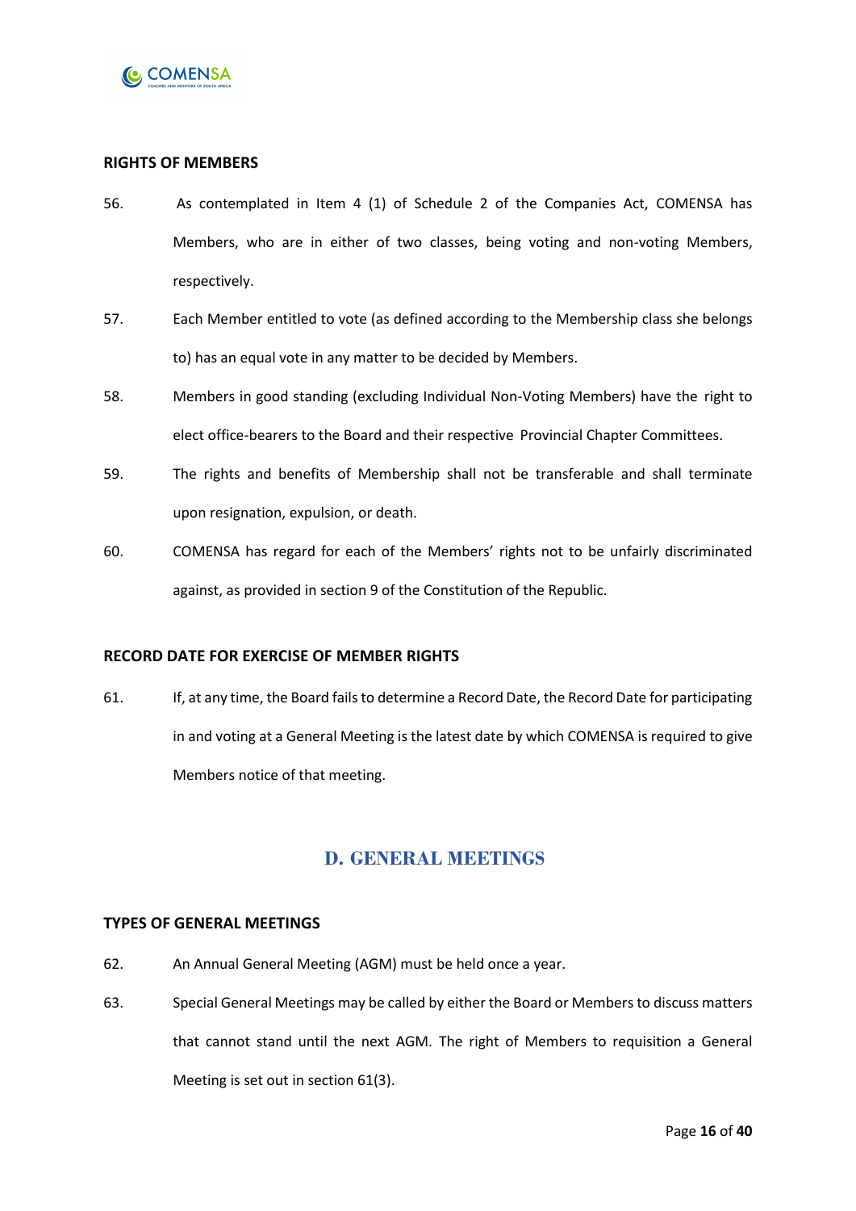**RIGHTS OF MEMBERS**

56. As contemplated in Item 4 (1) of Schedule 2 of the Companies Act, COMENSA has Members, who are in either of two classes, being voting and non-voting Members, respectively.

57. Each Member entitled to vote (as defined according to the Membership class she belongs to) has an equal vote in any matter to be decided by Members.

58. Members in good standing (excluding Individual Non-Voting Members) have the right to elect office-bearers to the Board and their respective Provincial Chapter Committees.

59. The rights and benefits of Membership shall not be transferable and shall terminate upon resignation, expulsion, or death.

60. COMENSA has regard for each of the Members' rights not to be unfairly discriminated against, as provided in section 9 of the Constitution of the Republic.

**RECORD DATE FOR EXERCISE OF MEMBER RIGHTS**

61. If, at any time, the Board fails to determine a Record Date, the Record Date for participating in and voting at a General Meeting is the latest date by which COMENSA is required to give Members notice of that meeting.

## D. GENERAL MEETINGS

**TYPES OF GENERAL MEETINGS**

62. An Annual General Meeting (AGM) must be held once a year.

63. Special General Meetings may be called by either the Board or Members to discuss matters that cannot stand until the next AGM. The right of Members to requisition a General Meeting is set out in section 61(3).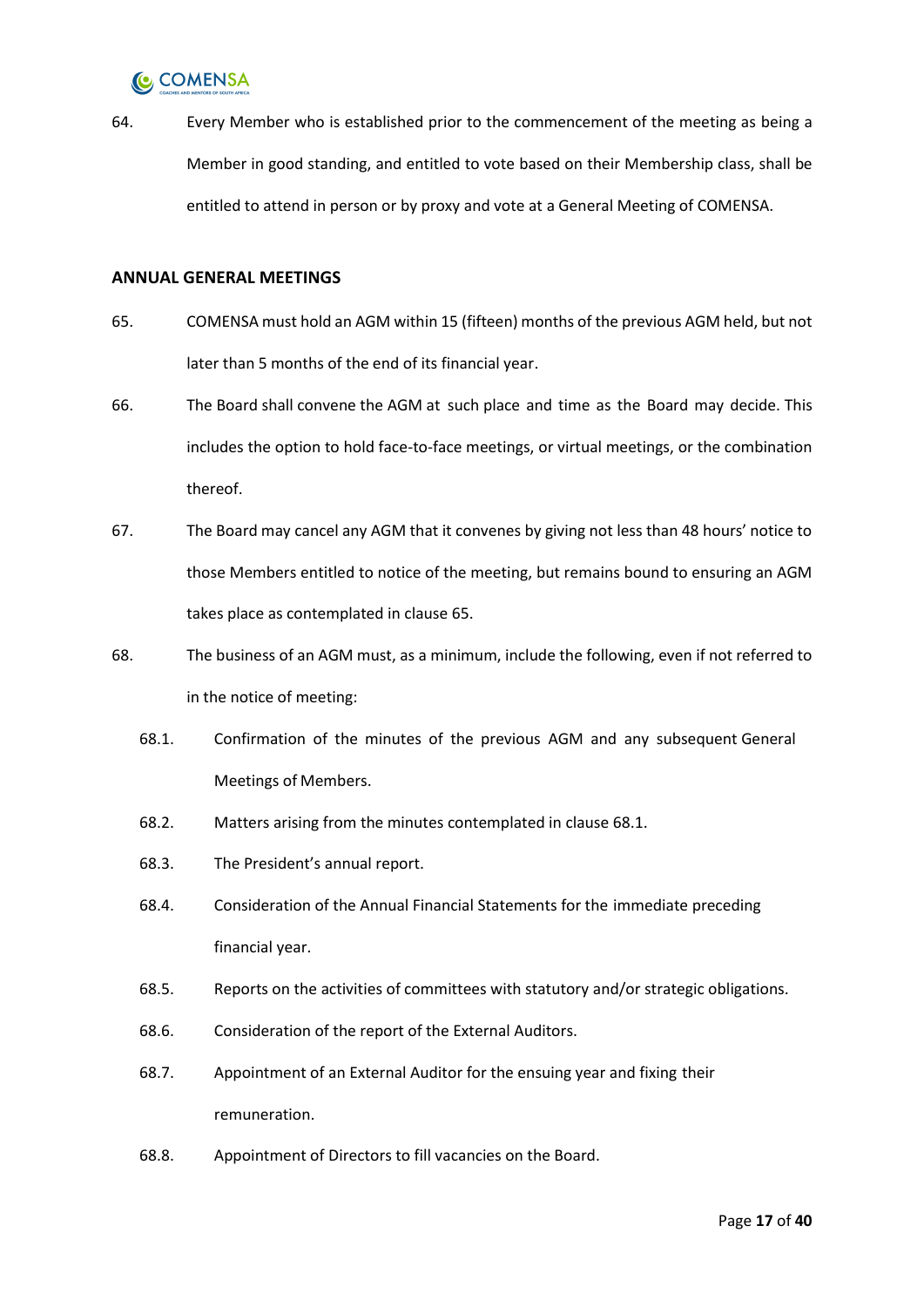64. Every Member who is established prior to the commencement of the meeting as being a Member in good standing, and entitled to vote based on their Membership class, shall be entitled to attend in person or by proxy and vote at a General Meeting of COMENSA.

**ANNUAL GENERAL MEETINGS**

65. COMENSA must hold an AGM within 15 (fifteen) months of the previous AGM held, but not later than 5 months of the end of its financial year.

66. The Board shall convene the AGM at such place and time as the Board may decide. This includes the option to hold face-to-face meetings, or virtual meetings, or the combination thereof.

67. The Board may cancel any AGM that it convenes by giving not less than 48 hours' notice to those Members entitled to notice of the meeting, but remains bound to ensuring an AGM takes place as contemplated in clause 65.

68. The business of an AGM must, as a minimum, include the following, even if not referred to in the notice of meeting:

    68.1. Confirmation of the minutes of the previous AGM and any subsequent General Meetings of Members.

    68.2. Matters arising from the minutes contemplated in clause 68.1.

    68.3. The President's annual report.

    68.4. Consideration of the Annual Financial Statements for the immediate preceding financial year.

    68.5. Reports on the activities of committees with statutory and/or strategic obligations.

    68.6. Consideration of the report of the External Auditors.

    68.7. Appointment of an External Auditor for the ensuing year and fixing their remuneration.

    68.8. Appointment of Directors to fill vacancies on the Board.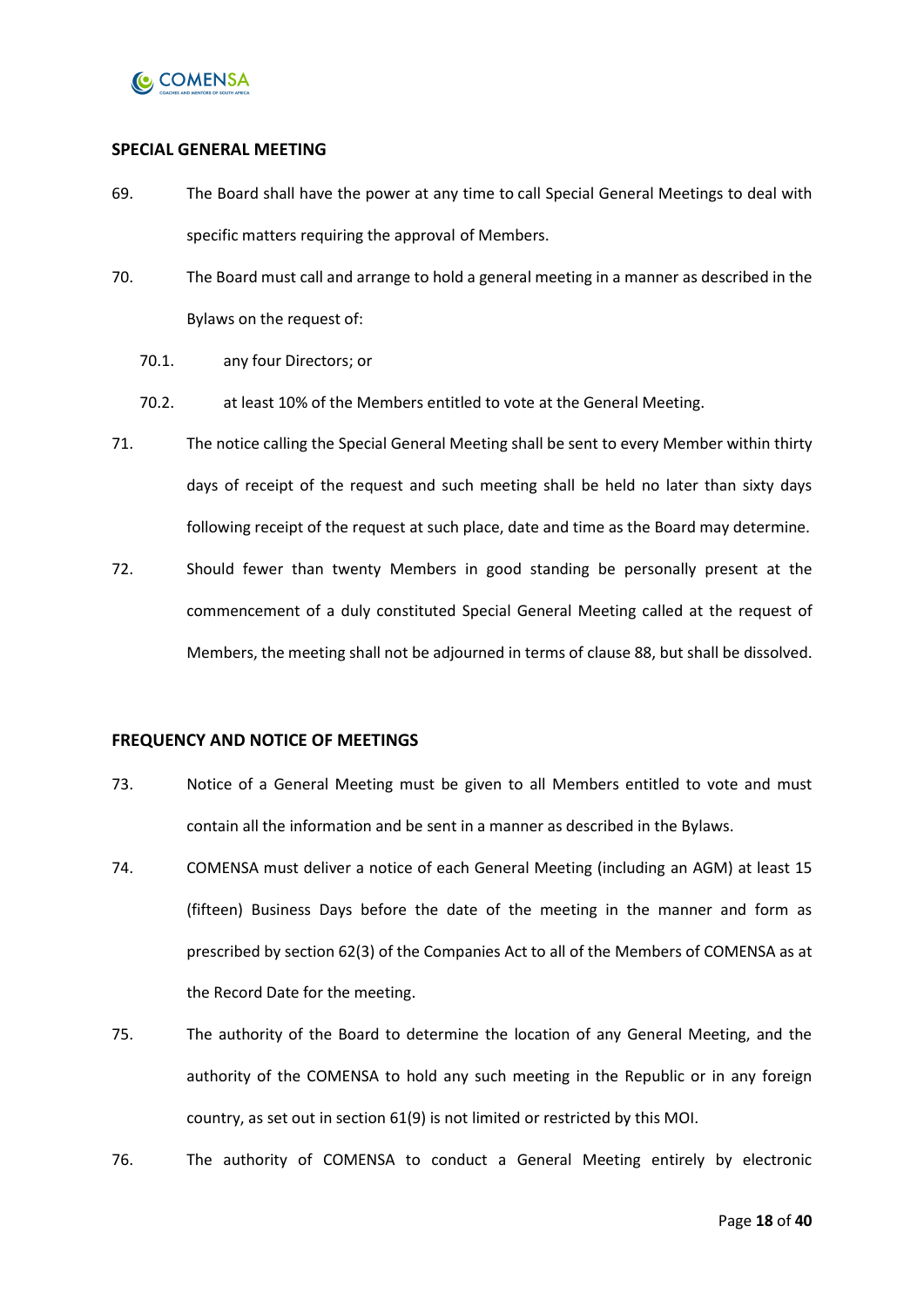## SPECIAL GENERAL MEETING

69. The Board shall have the power at any time to call Special General Meetings to deal with specific matters requiring the approval of Members.

70. The Board must call and arrange to hold a general meeting in a manner as described in the Bylaws on the request of:

    70.1. any four Directors; or

    70.2. at least 10% of the Members entitled to vote at the General Meeting.

71. The notice calling the Special General Meeting shall be sent to every Member within thirty days of receipt of the request and such meeting shall be held no later than sixty days following receipt of the request at such place, date and time as the Board may determine.

72. Should fewer than twenty Members in good standing be personally present at the commencement of a duly constituted Special General Meeting called at the request of Members, the meeting shall not be adjourned in terms of clause 88, but shall be dissolved.

## FREQUENCY AND NOTICE OF MEETINGS

73. Notice of a General Meeting must be given to all Members entitled to vote and must contain all the information and be sent in a manner as described in the Bylaws.

74. COMENSA must deliver a notice of each General Meeting (including an AGM) at least 15 (fifteen) Business Days before the date of the meeting in the manner and form as prescribed by section 62(3) of the Companies Act to all of the Members of COMENSA as at the Record Date for the meeting.

75. The authority of the Board to determine the location of any General Meeting, and the authority of the COMENSA to hold any such meeting in the Republic or in any foreign country, as set out in section 61(9) is not limited or restricted by this MOI.

76. The authority of COMENSA to conduct a General Meeting entirely by electronic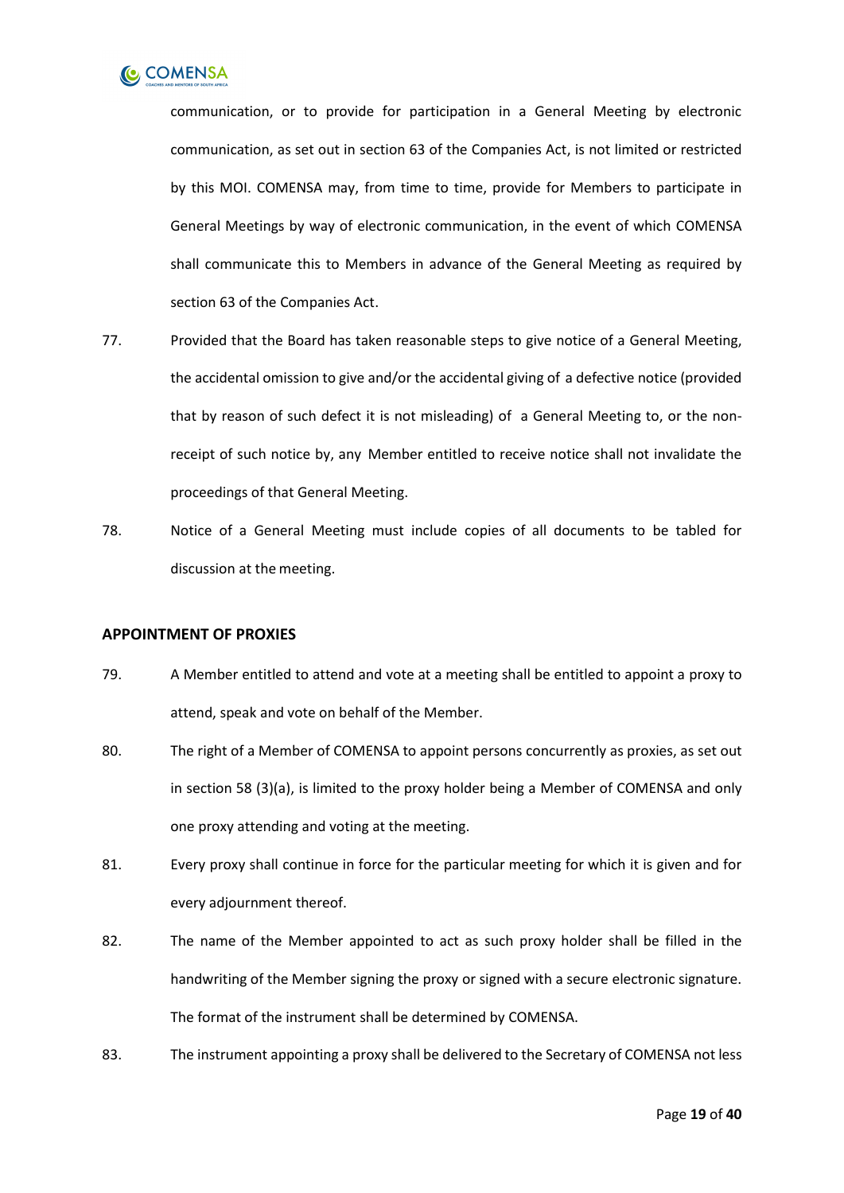communication, or to provide for participation in a General Meeting by electronic communication, as set out in section 63 of the Companies Act, is not limited or restricted by this MOI. COMENSA may, from time to time, provide for Members to participate in General Meetings by way of electronic communication, in the event of which COMENSA shall communicate this to Members in advance of the General Meeting as required by section 63 of the Companies Act.

77. Provided that the Board has taken reasonable steps to give notice of a General Meeting, the accidental omission to give and/or the accidental giving of a defective notice (provided that by reason of such defect it is not misleading) of a General Meeting to, or the non-receipt of such notice by, any Member entitled to receive notice shall not invalidate the proceedings of that General Meeting.

78. Notice of a General Meeting must include copies of all documents to be tabled for discussion at the meeting.

**APPOINTMENT OF PROXIES**

79. A Member entitled to attend and vote at a meeting shall be entitled to appoint a proxy to attend, speak and vote on behalf of the Member.

80. The right of a Member of COMENSA to appoint persons concurrently as proxies, as set out in section 58 (3)(a), is limited to the proxy holder being a Member of COMENSA and only one proxy attending and voting at the meeting.

81. Every proxy shall continue in force for the particular meeting for which it is given and for every adjournment thereof.

82. The name of the Member appointed to act as such proxy holder shall be filled in the handwriting of the Member signing the proxy or signed with a secure electronic signature. The format of the instrument shall be determined by COMENSA.

83. The instrument appointing a proxy shall be delivered to the Secretary of COMENSA not less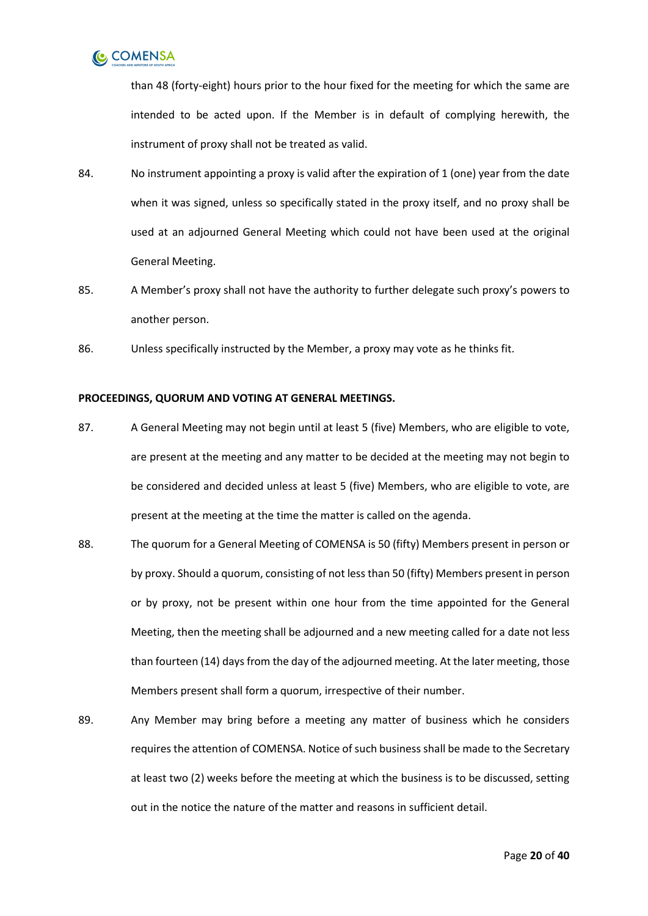than 48 (forty-eight) hours prior to the hour fixed for the meeting for which the same are intended to be acted upon. If the Member is in default of complying herewith, the instrument of proxy shall not be treated as valid.

84. No instrument appointing a proxy is valid after the expiration of 1 (one) year from the date when it was signed, unless so specifically stated in the proxy itself, and no proxy shall be used at an adjourned General Meeting which could not have been used at the original General Meeting.

85. A Member's proxy shall not have the authority to further delegate such proxy's powers to another person.

86. Unless specifically instructed by the Member, a proxy may vote as he thinks fit.

**PROCEEDINGS, QUORUM AND VOTING AT GENERAL MEETINGS.**

87. A General Meeting may not begin until at least 5 (five) Members, who are eligible to vote, are present at the meeting and any matter to be decided at the meeting may not begin to be considered and decided unless at least 5 (five) Members, who are eligible to vote, are present at the meeting at the time the matter is called on the agenda.

88. The quorum for a General Meeting of COMENSA is 50 (fifty) Members present in person or by proxy. Should a quorum, consisting of not less than 50 (fifty) Members present in person or by proxy, not be present within one hour from the time appointed for the General Meeting, then the meeting shall be adjourned and a new meeting called for a date not less than fourteen (14) days from the day of the adjourned meeting. At the later meeting, those Members present shall form a quorum, irrespective of their number.

89. Any Member may bring before a meeting any matter of business which he considers requires the attention of COMENSA. Notice of such business shall be made to the Secretary at least two (2) weeks before the meeting at which the business is to be discussed, setting out in the notice the nature of the matter and reasons in sufficient detail.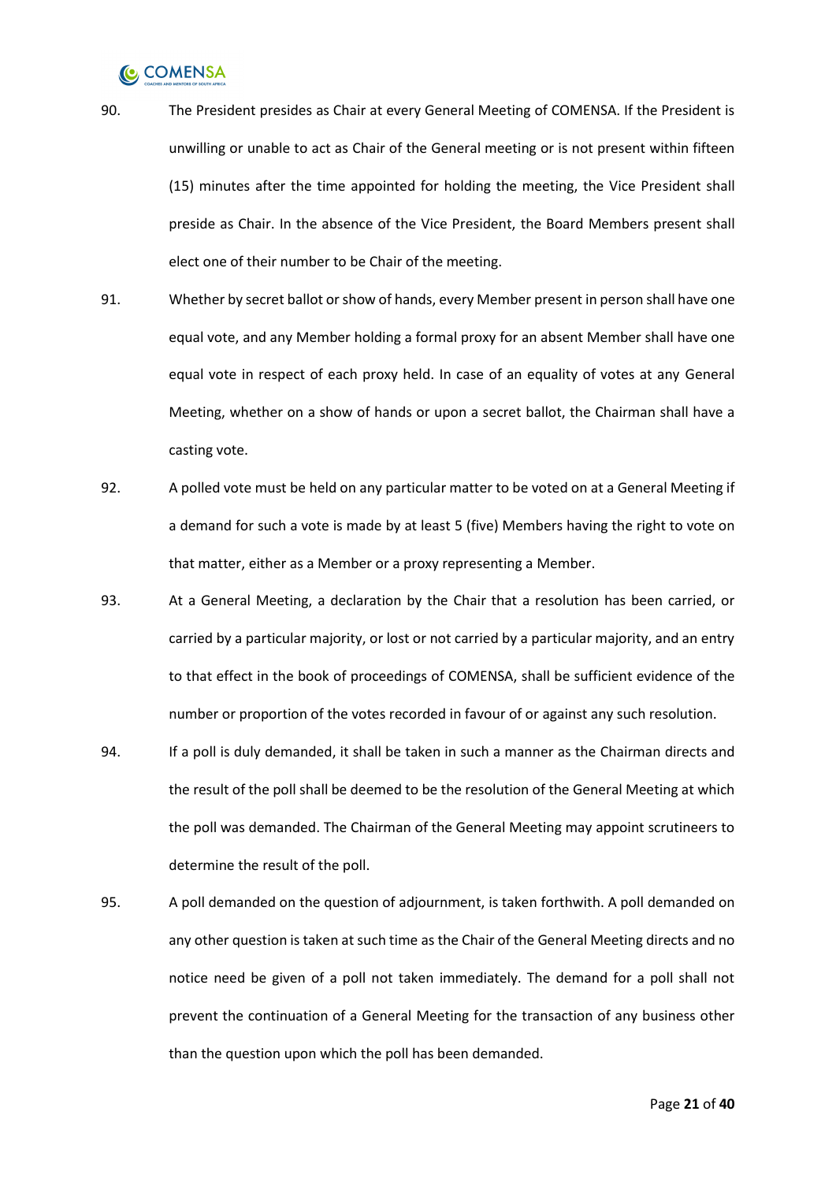90. The President presides as Chair at every General Meeting of COMENSA. If the President is unwilling or unable to act as Chair of the General meeting or is not present within fifteen (15) minutes after the time appointed for holding the meeting, the Vice President shall preside as Chair. In the absence of the Vice President, the Board Members present shall elect one of their number to be Chair of the meeting.

91. Whether by secret ballot or show of hands, every Member present in person shall have one equal vote, and any Member holding a formal proxy for an absent Member shall have one equal vote in respect of each proxy held. In case of an equality of votes at any General Meeting, whether on a show of hands or upon a secret ballot, the Chairman shall have a casting vote.

92. A polled vote must be held on any particular matter to be voted on at a General Meeting if a demand for such a vote is made by at least 5 (five) Members having the right to vote on that matter, either as a Member or a proxy representing a Member.

93. At a General Meeting, a declaration by the Chair that a resolution has been carried, or carried by a particular majority, or lost or not carried by a particular majority, and an entry to that effect in the book of proceedings of COMENSA, shall be sufficient evidence of the number or proportion of the votes recorded in favour of or against any such resolution.

94. If a poll is duly demanded, it shall be taken in such a manner as the Chairman directs and the result of the poll shall be deemed to be the resolution of the General Meeting at which the poll was demanded. The Chairman of the General Meeting may appoint scrutineers to determine the result of the poll.

95. A poll demanded on the question of adjournment, is taken forthwith. A poll demanded on any other question is taken at such time as the Chair of the General Meeting directs and no notice need be given of a poll not taken immediately. The demand for a poll shall not prevent the continuation of a General Meeting for the transaction of any business other than the question upon which the poll has been demanded.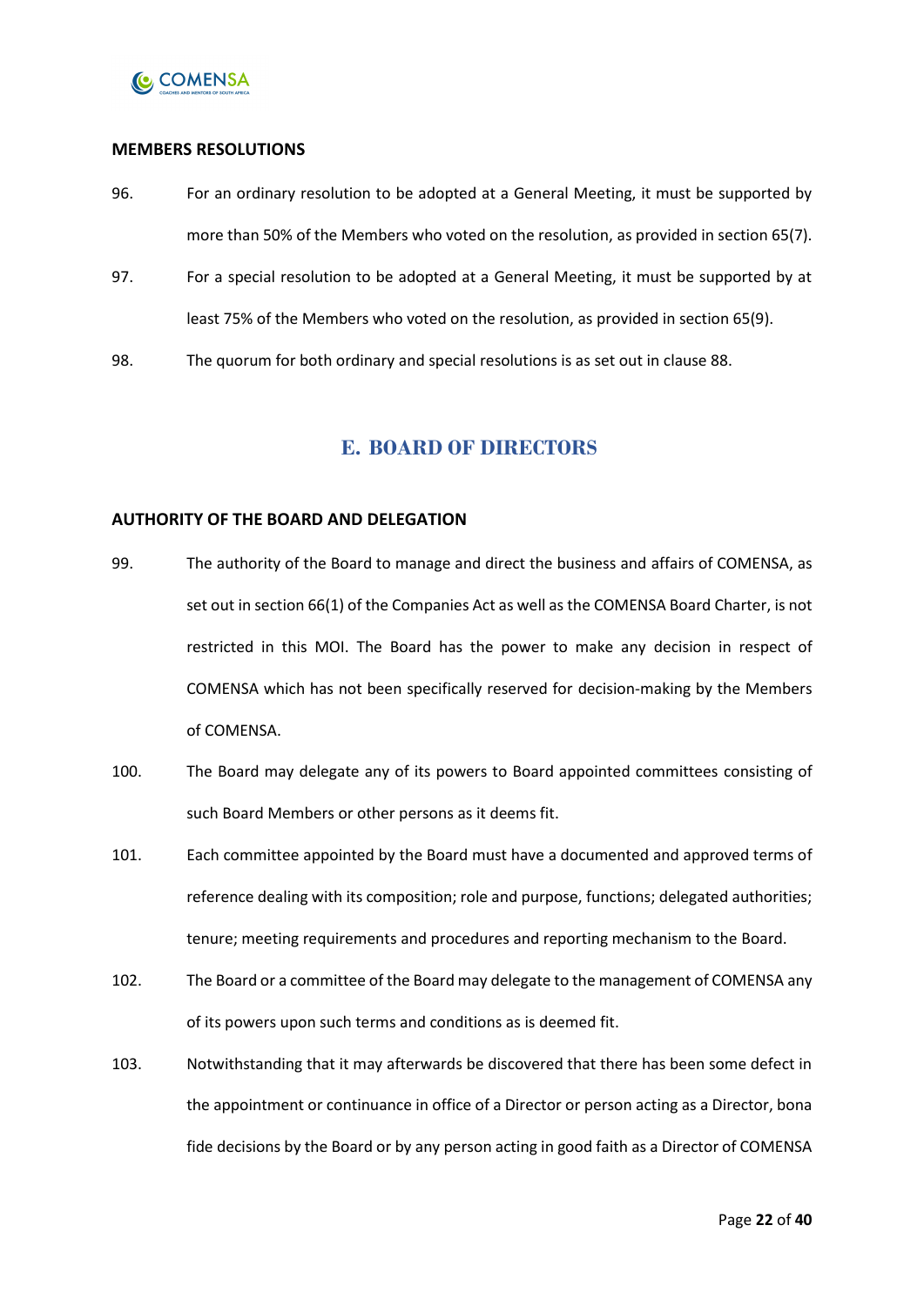#### MEMBERS RESOLUTIONS

96. For an ordinary resolution to be adopted at a General Meeting, it must be supported by more than 50% of the Members who voted on the resolution, as provided in section 65(7).

97. For a special resolution to be adopted at a General Meeting, it must be supported by at least 75% of the Members who voted on the resolution, as provided in section 65(9).

98. The quorum for both ordinary and special resolutions is as set out in clause 88.

## E. BOARD OF DIRECTORS

#### AUTHORITY OF THE BOARD AND DELEGATION

99. The authority of the Board to manage and direct the business and affairs of COMENSA, as set out in section 66(1) of the Companies Act as well as the COMENSA Board Charter, is not restricted in this MOI. The Board has the power to make any decision in respect of COMENSA which has not been specifically reserved for decision-making by the Members of COMENSA.

100. The Board may delegate any of its powers to Board appointed committees consisting of such Board Members or other persons as it deems fit.

101. Each committee appointed by the Board must have a documented and approved terms of reference dealing with its composition; role and purpose, functions; delegated authorities; tenure; meeting requirements and procedures and reporting mechanism to the Board.

102. The Board or a committee of the Board may delegate to the management of COMENSA any of its powers upon such terms and conditions as is deemed fit.

103. Notwithstanding that it may afterwards be discovered that there has been some defect in the appointment or continuance in office of a Director or person acting as a Director, bona fide decisions by the Board or by any person acting in good faith as a Director of COMENSA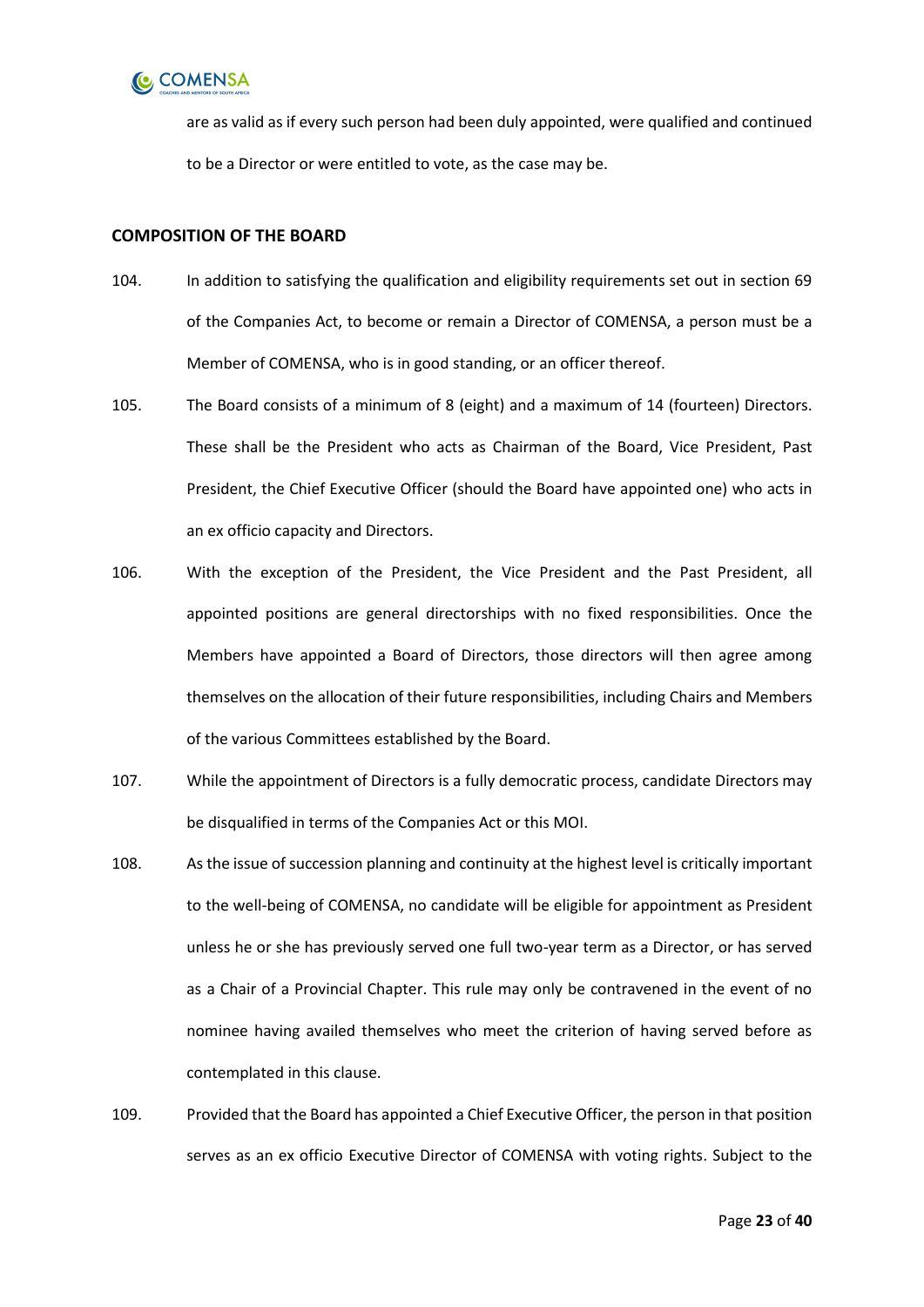are as valid as if every such person had been duly appointed, were qualified and continued to be a Director or were entitled to vote, as the case may be.

## COMPOSITION OF THE BOARD

104. In addition to satisfying the qualification and eligibility requirements set out in section 69 of the Companies Act, to become or remain a Director of COMENSA, a person must be a Member of COMENSA, who is in good standing, or an officer thereof.

105. The Board consists of a minimum of 8 (eight) and a maximum of 14 (fourteen) Directors. These shall be the President who acts as Chairman of the Board, Vice President, Past President, the Chief Executive Officer (should the Board have appointed one) who acts in an ex officio capacity and Directors.

106. With the exception of the President, the Vice President and the Past President, all appointed positions are general directorships with no fixed responsibilities. Once the Members have appointed a Board of Directors, those directors will then agree among themselves on the allocation of their future responsibilities, including Chairs and Members of the various Committees established by the Board.

107. While the appointment of Directors is a fully democratic process, candidate Directors may be disqualified in terms of the Companies Act or this MOI.

108. As the issue of succession planning and continuity at the highest level is critically important to the well-being of COMENSA, no candidate will be eligible for appointment as President unless he or she has previously served one full two-year term as a Director, or has served as a Chair of a Provincial Chapter. This rule may only be contravened in the event of no nominee having availed themselves who meet the criterion of having served before as contemplated in this clause.

109. Provided that the Board has appointed a Chief Executive Officer, the person in that position serves as an ex officio Executive Director of COMENSA with voting rights. Subject to the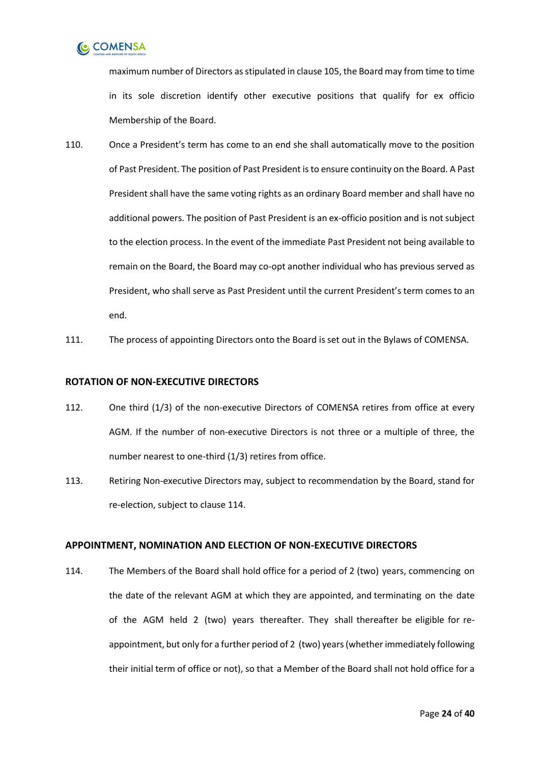maximum number of Directors as stipulated in clause 105, the Board may from time to time in its sole discretion identify other executive positions that qualify for ex officio Membership of the Board.

110. Once a President's term has come to an end she shall automatically move to the position of Past President. The position of Past President is to ensure continuity on the Board. A Past President shall have the same voting rights as an ordinary Board member and shall have no additional powers. The position of Past President is an ex-officio position and is not subject to the election process. In the event of the immediate Past President not being available to remain on the Board, the Board may co-opt another individual who has previous served as President, who shall serve as Past President until the current President's term comes to an end.

111. The process of appointing Directors onto the Board is set out in the Bylaws of COMENSA.

## ROTATION OF NON-EXECUTIVE DIRECTORS

112. One third (1/3) of the non-executive Directors of COMENSA retires from office at every AGM. If the number of non-executive Directors is not three or a multiple of three, the number nearest to one-third (1/3) retires from office.

113. Retiring Non-executive Directors may, subject to recommendation by the Board, stand for re-election, subject to clause 114.

## APPOINTMENT, NOMINATION AND ELECTION OF NON-EXECUTIVE DIRECTORS

114. The Members of the Board shall hold office for a period of 2 (two) years, commencing on the date of the relevant AGM at which they are appointed, and terminating on the date of the AGM held 2 (two) years thereafter. They shall thereafter be eligible for re-appointment, but only for a further period of 2 (two) years (whether immediately following their initial term of office or not), so that a Member of the Board shall not hold office for a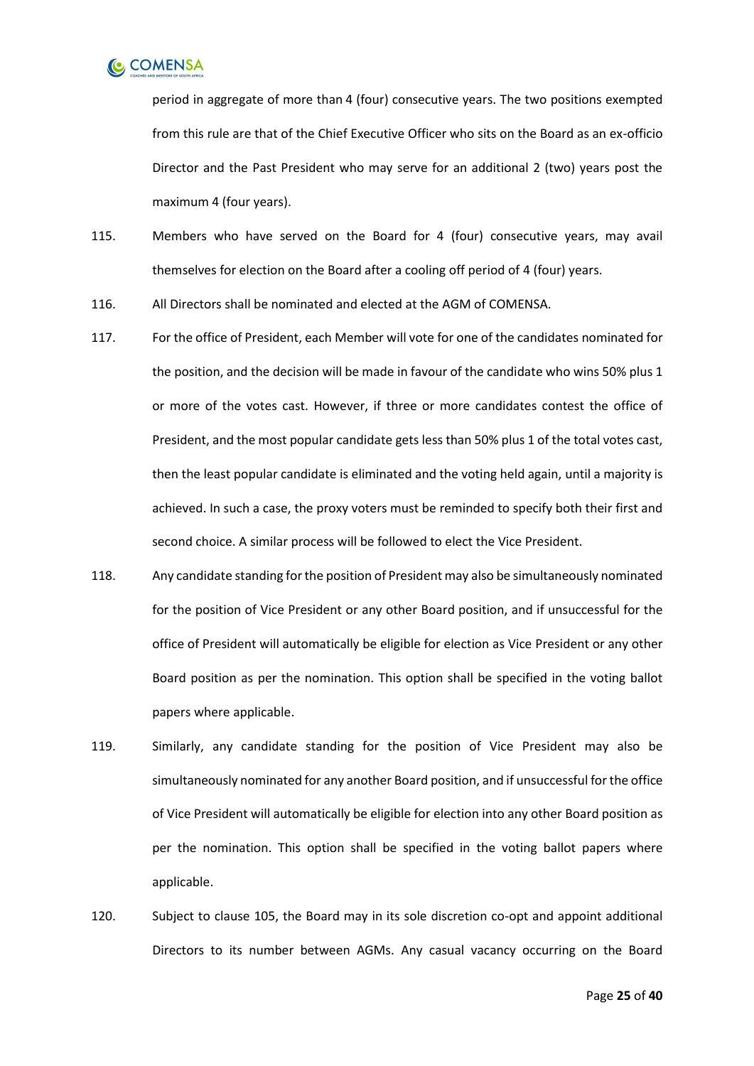period in aggregate of more than 4 (four) consecutive years. The two positions exempted from this rule are that of the Chief Executive Officer who sits on the Board as an ex-officio Director and the Past President who may serve for an additional 2 (two) years post the maximum 4 (four years).

115. Members who have served on the Board for 4 (four) consecutive years, may avail themselves for election on the Board after a cooling off period of 4 (four) years.

116. All Directors shall be nominated and elected at the AGM of COMENSA.

117. For the office of President, each Member will vote for one of the candidates nominated for the position, and the decision will be made in favour of the candidate who wins 50% plus 1 or more of the votes cast. However, if three or more candidates contest the office of President, and the most popular candidate gets less than 50% plus 1 of the total votes cast, then the least popular candidate is eliminated and the voting held again, until a majority is achieved. In such a case, the proxy voters must be reminded to specify both their first and second choice. A similar process will be followed to elect the Vice President.

118. Any candidate standing for the position of President may also be simultaneously nominated for the position of Vice President or any other Board position, and if unsuccessful for the office of President will automatically be eligible for election as Vice President or any other Board position as per the nomination. This option shall be specified in the voting ballot papers where applicable.

119. Similarly, any candidate standing for the position of Vice President may also be simultaneously nominated for any another Board position, and if unsuccessful for the office of Vice President will automatically be eligible for election into any other Board position as per the nomination. This option shall be specified in the voting ballot papers where applicable.

120. Subject to clause 105, the Board may in its sole discretion co-opt and appoint additional Directors to its number between AGMs. Any casual vacancy occurring on the Board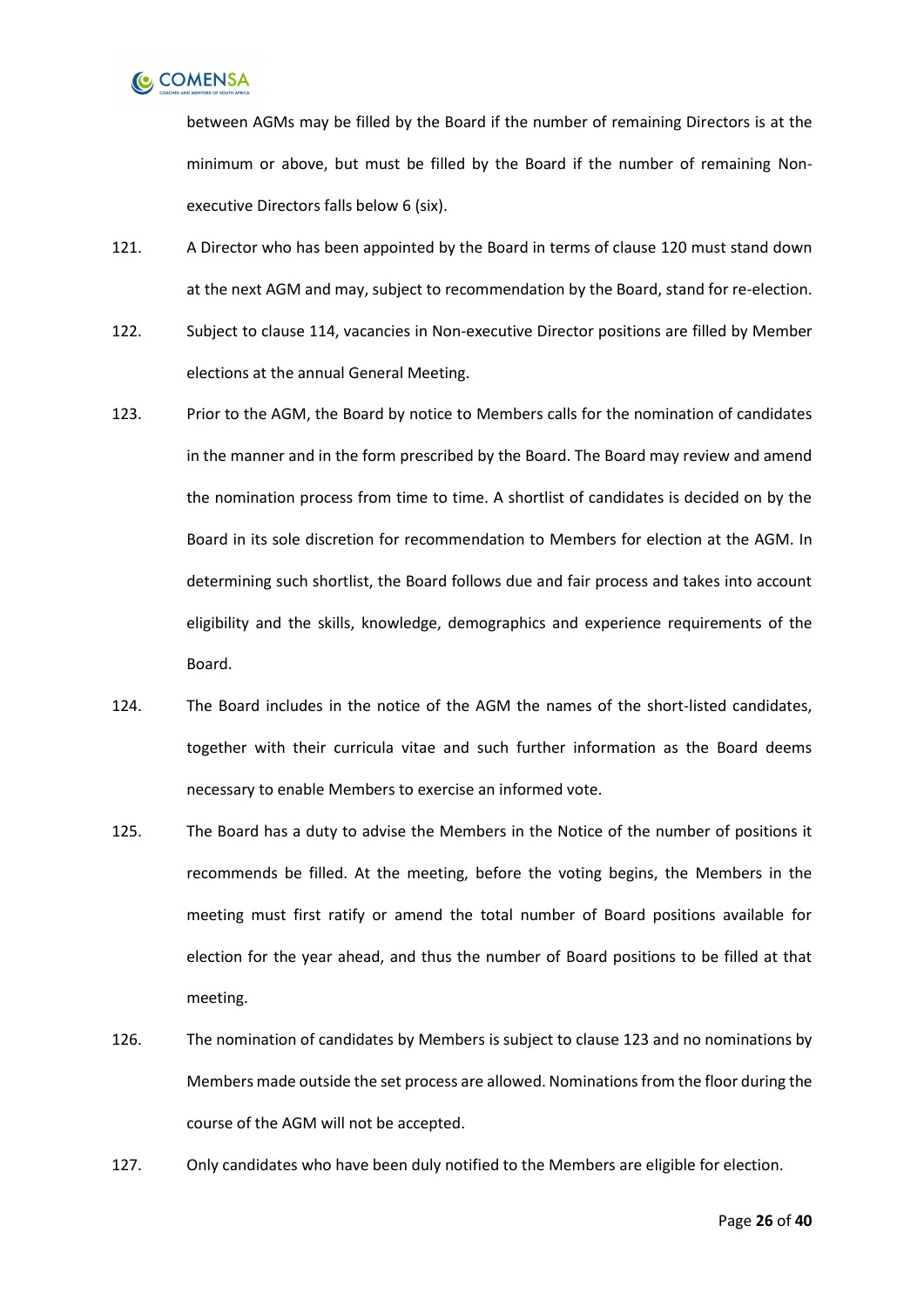between AGMs may be filled by the Board if the number of remaining Directors is at the minimum or above, but must be filled by the Board if the number of remaining Non-executive Directors falls below 6 (six).

121. A Director who has been appointed by the Board in terms of clause 120 must stand down at the next AGM and may, subject to recommendation by the Board, stand for re-election.

122. Subject to clause 114, vacancies in Non-executive Director positions are filled by Member elections at the annual General Meeting.

123. Prior to the AGM, the Board by notice to Members calls for the nomination of candidates in the manner and in the form prescribed by the Board. The Board may review and amend the nomination process from time to time. A shortlist of candidates is decided on by the Board in its sole discretion for recommendation to Members for election at the AGM. In determining such shortlist, the Board follows due and fair process and takes into account eligibility and the skills, knowledge, demographics and experience requirements of the Board.

124. The Board includes in the notice of the AGM the names of the short-listed candidates, together with their curricula vitae and such further information as the Board deems necessary to enable Members to exercise an informed vote.

125. The Board has a duty to advise the Members in the Notice of the number of positions it recommends be filled. At the meeting, before the voting begins, the Members in the meeting must first ratify or amend the total number of Board positions available for election for the year ahead, and thus the number of Board positions to be filled at that meeting.

126. The nomination of candidates by Members is subject to clause 123 and no nominations by Members made outside the set process are allowed. Nominations from the floor during the course of the AGM will not be accepted.

127. Only candidates who have been duly notified to the Members are eligible for election.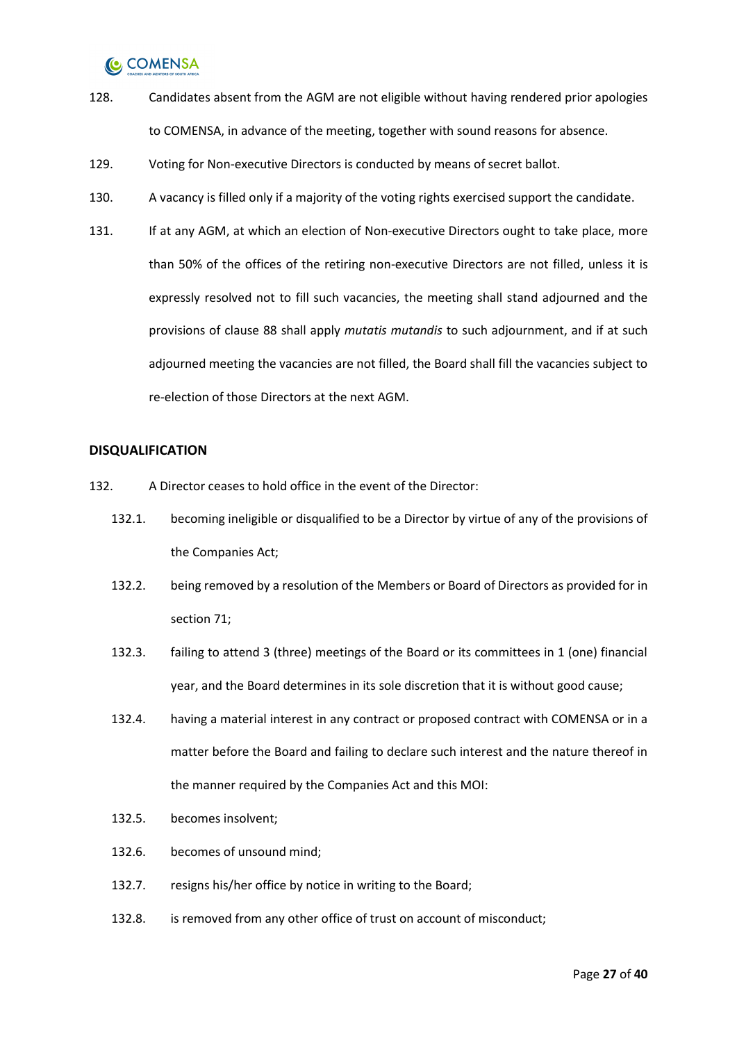128. Candidates absent from the AGM are not eligible without having rendered prior apologies to COMENSA, in advance of the meeting, together with sound reasons for absence.

129. Voting for Non-executive Directors is conducted by means of secret ballot.

130. A vacancy is filled only if a majority of the voting rights exercised support the candidate.

131. If at any AGM, at which an election of Non-executive Directors ought to take place, more than 50% of the offices of the retiring non-executive Directors are not filled, unless it is expressly resolved not to fill such vacancies, the meeting shall stand adjourned and the provisions of clause 88 shall apply *mutatis mutandis* to such adjournment, and if at such adjourned meeting the vacancies are not filled, the Board shall fill the vacancies subject to re-election of those Directors at the next AGM.

**DISQUALIFICATION**

132. A Director ceases to hold office in the event of the Director:

  132.1. becoming ineligible or disqualified to be a Director by virtue of any of the provisions of the Companies Act;

  132.2. being removed by a resolution of the Members or Board of Directors as provided for in section 71;

  132.3. failing to attend 3 (three) meetings of the Board or its committees in 1 (one) financial year, and the Board determines in its sole discretion that it is without good cause;

  132.4. having a material interest in any contract or proposed contract with COMENSA or in a matter before the Board and failing to declare such interest and the nature thereof in the manner required by the Companies Act and this MOI:

  132.5. becomes insolvent;

  132.6. becomes of unsound mind;

  132.7. resigns his/her office by notice in writing to the Board;

  132.8. is removed from any other office of trust on account of misconduct;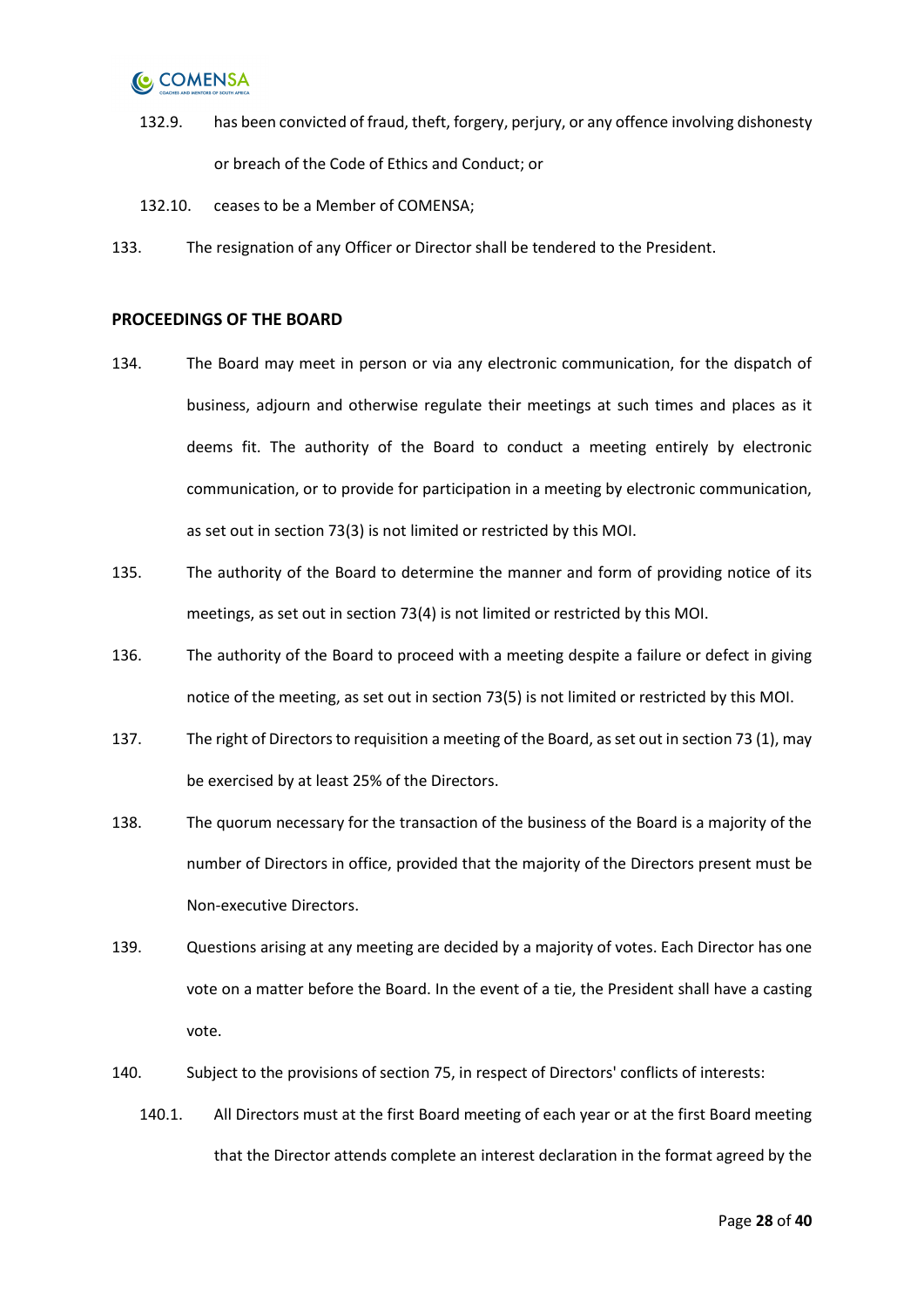132.9. has been convicted of fraud, theft, forgery, perjury, or any offence involving dishonesty or breach of the Code of Ethics and Conduct; or

132.10. ceases to be a Member of COMENSA;

133. The resignation of any Officer or Director shall be tendered to the President.

**PROCEEDINGS OF THE BOARD**

134. The Board may meet in person or via any electronic communication, for the dispatch of business, adjourn and otherwise regulate their meetings at such times and places as it deems fit. The authority of the Board to conduct a meeting entirely by electronic communication, or to provide for participation in a meeting by electronic communication, as set out in section 73(3) is not limited or restricted by this MOI.

135. The authority of the Board to determine the manner and form of providing notice of its meetings, as set out in section 73(4) is not limited or restricted by this MOI.

136. The authority of the Board to proceed with a meeting despite a failure or defect in giving notice of the meeting, as set out in section 73(5) is not limited or restricted by this MOI.

137. The right of Directors to requisition a meeting of the Board, as set out in section 73 (1), may be exercised by at least 25% of the Directors.

138. The quorum necessary for the transaction of the business of the Board is a majority of the number of Directors in office, provided that the majority of the Directors present must be Non-executive Directors.

139. Questions arising at any meeting are decided by a majority of votes. Each Director has one vote on a matter before the Board. In the event of a tie, the President shall have a casting vote.

140. Subject to the provisions of section 75, in respect of Directors' conflicts of interests:

140.1. All Directors must at the first Board meeting of each year or at the first Board meeting that the Director attends complete an interest declaration in the format agreed by the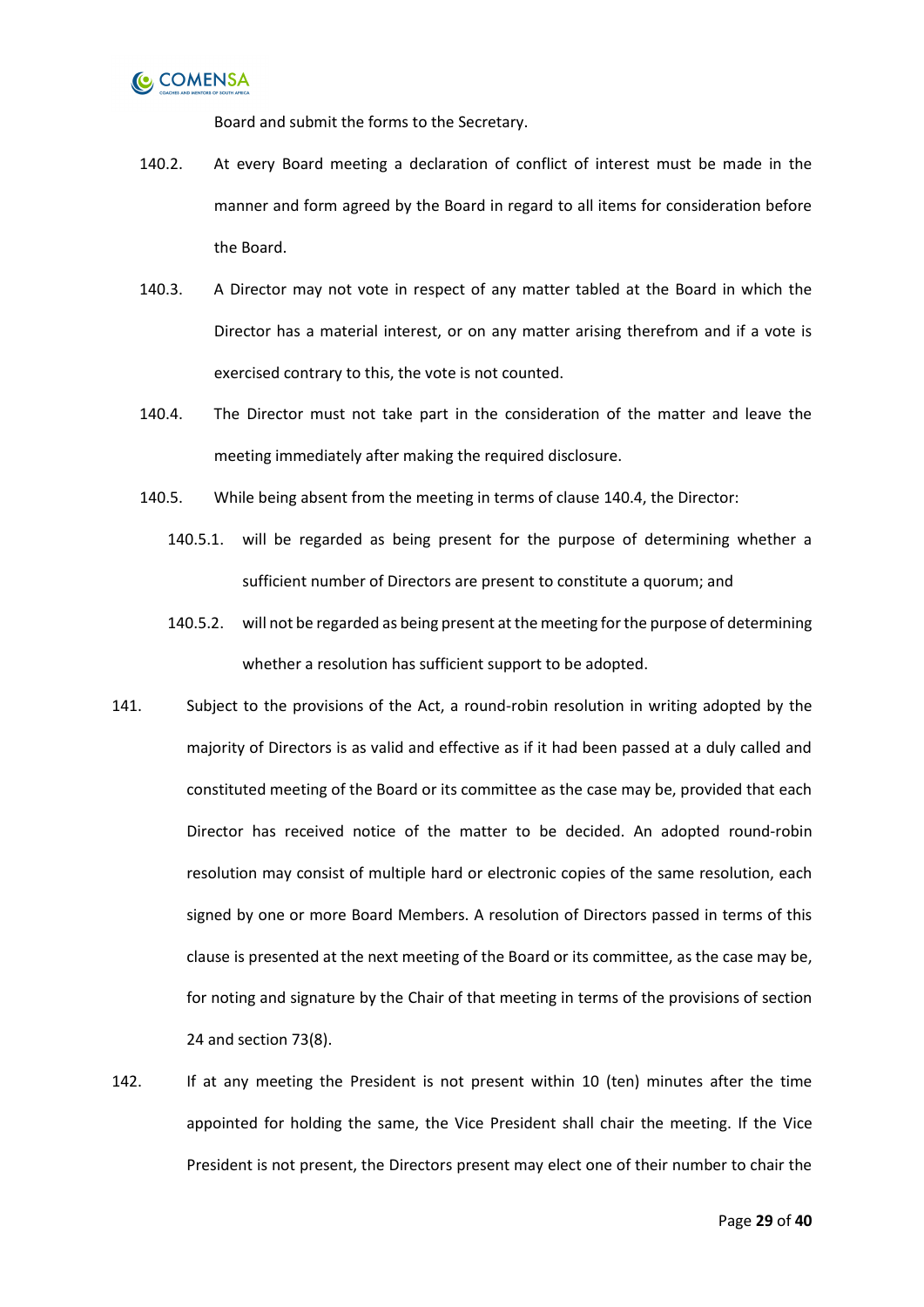Board and submit the forms to the Secretary.

140.2. At every Board meeting a declaration of conflict of interest must be made in the manner and form agreed by the Board in regard to all items for consideration before the Board.

140.3. A Director may not vote in respect of any matter tabled at the Board in which the Director has a material interest, or on any matter arising therefrom and if a vote is exercised contrary to this, the vote is not counted.

140.4. The Director must not take part in the consideration of the matter and leave the meeting immediately after making the required disclosure.

140.5. While being absent from the meeting in terms of clause 140.4, the Director:

140.5.1. will be regarded as being present for the purpose of determining whether a sufficient number of Directors are present to constitute a quorum; and

140.5.2. will not be regarded as being present at the meeting for the purpose of determining whether a resolution has sufficient support to be adopted.

141. Subject to the provisions of the Act, a round-robin resolution in writing adopted by the majority of Directors is as valid and effective as if it had been passed at a duly called and constituted meeting of the Board or its committee as the case may be, provided that each Director has received notice of the matter to be decided. An adopted round-robin resolution may consist of multiple hard or electronic copies of the same resolution, each signed by one or more Board Members. A resolution of Directors passed in terms of this clause is presented at the next meeting of the Board or its committee, as the case may be, for noting and signature by the Chair of that meeting in terms of the provisions of section 24 and section 73(8).

142. If at any meeting the President is not present within 10 (ten) minutes after the time appointed for holding the same, the Vice President shall chair the meeting. If the Vice President is not present, the Directors present may elect one of their number to chair the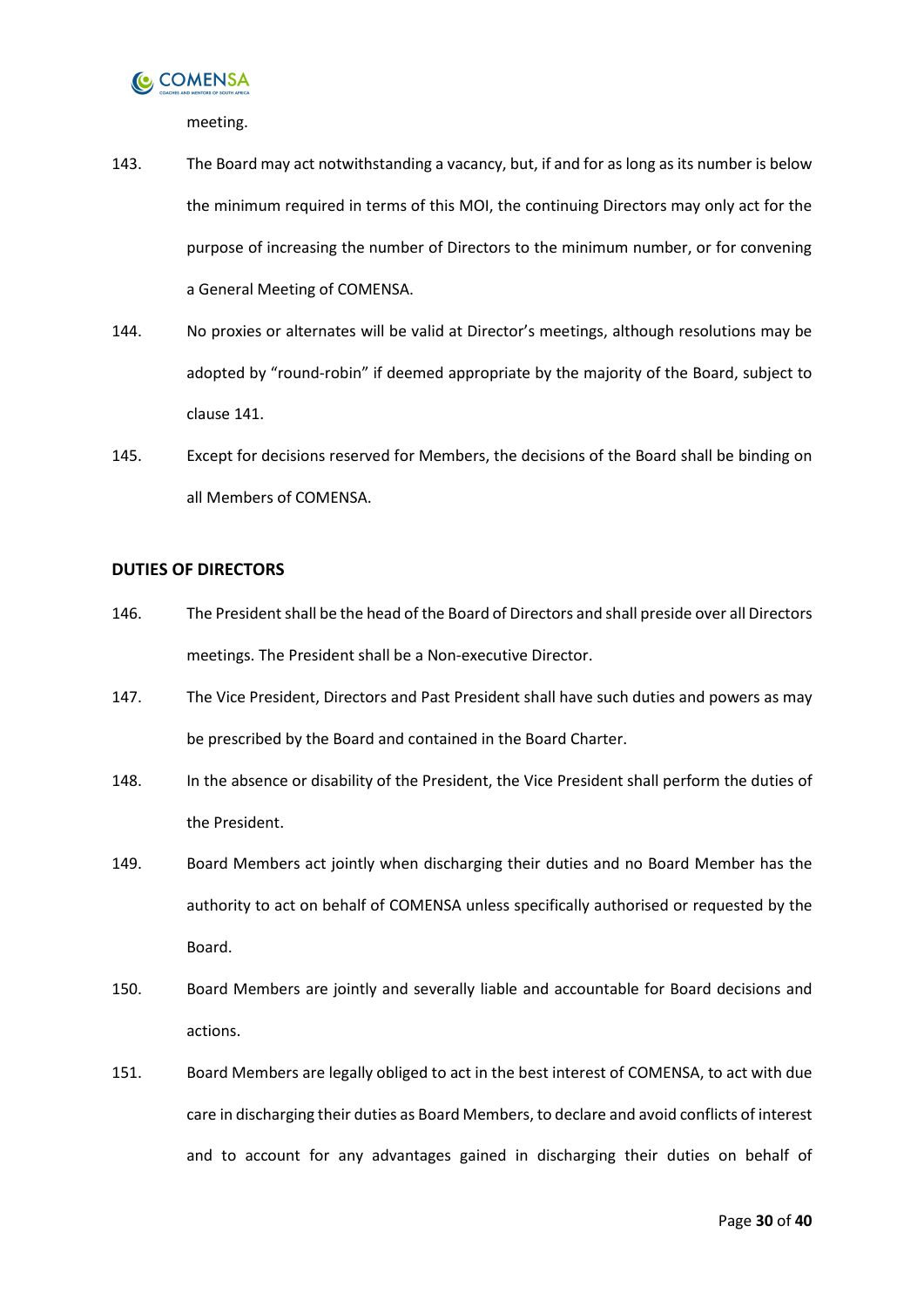meeting.

143. The Board may act notwithstanding a vacancy, but, if and for as long as its number is below the minimum required in terms of this MOI, the continuing Directors may only act for the purpose of increasing the number of Directors to the minimum number, or for convening a General Meeting of COMENSA.

144. No proxies or alternates will be valid at Director's meetings, although resolutions may be adopted by "round-robin" if deemed appropriate by the majority of the Board, subject to clause 141.

145. Except for decisions reserved for Members, the decisions of the Board shall be binding on all Members of COMENSA.

**DUTIES OF DIRECTORS**

146. The President shall be the head of the Board of Directors and shall preside over all Directors meetings. The President shall be a Non-executive Director.

147. The Vice President, Directors and Past President shall have such duties and powers as may be prescribed by the Board and contained in the Board Charter.

148. In the absence or disability of the President, the Vice President shall perform the duties of the President.

149. Board Members act jointly when discharging their duties and no Board Member has the authority to act on behalf of COMENSA unless specifically authorised or requested by the Board.

150. Board Members are jointly and severally liable and accountable for Board decisions and actions.

151. Board Members are legally obliged to act in the best interest of COMENSA, to act with due care in discharging their duties as Board Members, to declare and avoid conflicts of interest and to account for any advantages gained in discharging their duties on behalf of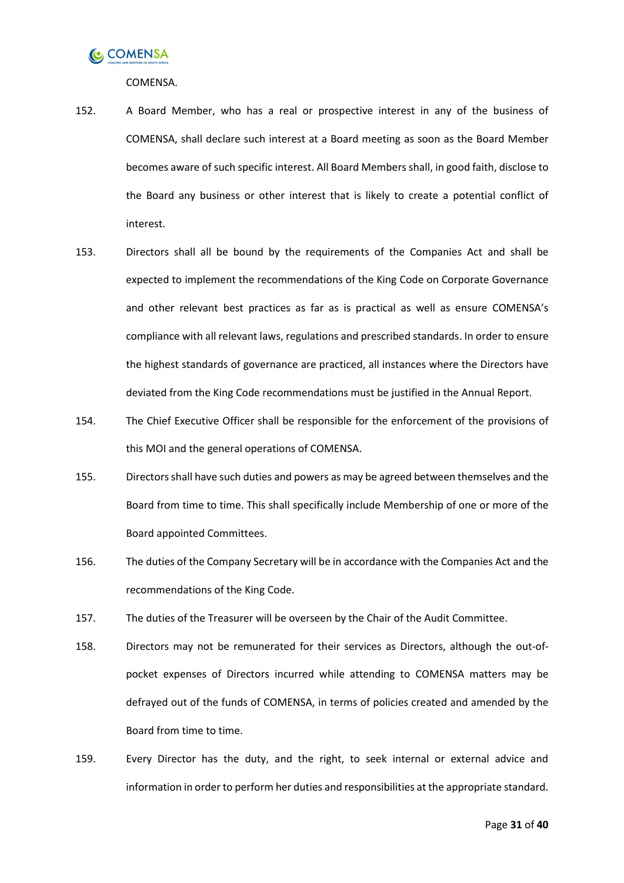COMENSA.

152. A Board Member, who has a real or prospective interest in any of the business of COMENSA, shall declare such interest at a Board meeting as soon as the Board Member becomes aware of such specific interest. All Board Members shall, in good faith, disclose to the Board any business or other interest that is likely to create a potential conflict of interest.

153. Directors shall all be bound by the requirements of the Companies Act and shall be expected to implement the recommendations of the King Code on Corporate Governance and other relevant best practices as far as is practical as well as ensure COMENSA's compliance with all relevant laws, regulations and prescribed standards. In order to ensure the highest standards of governance are practiced, all instances where the Directors have deviated from the King Code recommendations must be justified in the Annual Report.

154. The Chief Executive Officer shall be responsible for the enforcement of the provisions of this MOI and the general operations of COMENSA.

155. Directors shall have such duties and powers as may be agreed between themselves and the Board from time to time. This shall specifically include Membership of one or more of the Board appointed Committees.

156. The duties of the Company Secretary will be in accordance with the Companies Act and the recommendations of the King Code.

157. The duties of the Treasurer will be overseen by the Chair of the Audit Committee.

158. Directors may not be remunerated for their services as Directors, although the out-of-pocket expenses of Directors incurred while attending to COMENSA matters may be defrayed out of the funds of COMENSA, in terms of policies created and amended by the Board from time to time.

159. Every Director has the duty, and the right, to seek internal or external advice and information in order to perform her duties and responsibilities at the appropriate standard.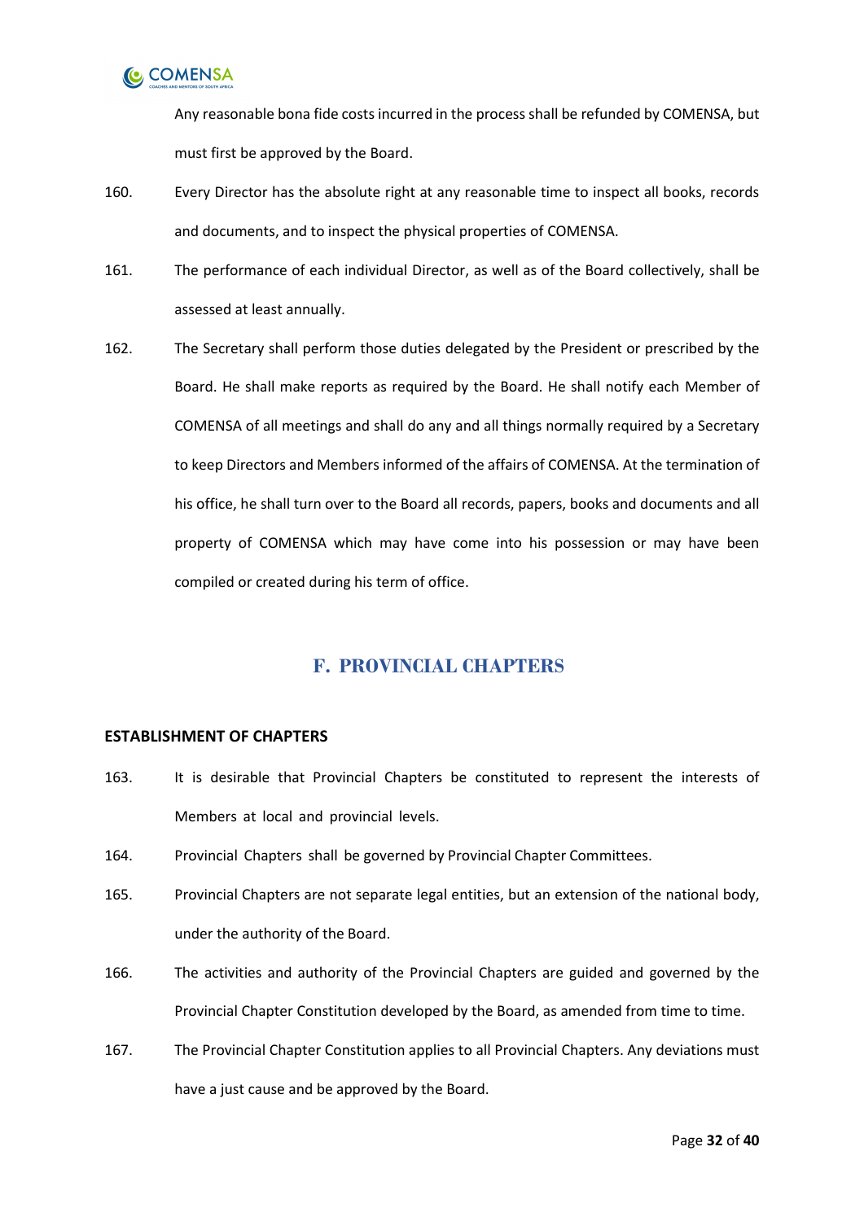Any reasonable bona fide costs incurred in the process shall be refunded by COMENSA, but must first be approved by the Board.

160. Every Director has the absolute right at any reasonable time to inspect all books, records and documents, and to inspect the physical properties of COMENSA.

161. The performance of each individual Director, as well as of the Board collectively, shall be assessed at least annually.

162. The Secretary shall perform those duties delegated by the President or prescribed by the Board. He shall make reports as required by the Board. He shall notify each Member of COMENSA of all meetings and shall do any and all things normally required by a Secretary to keep Directors and Members informed of the affairs of COMENSA. At the termination of his office, he shall turn over to the Board all records, papers, books and documents and all property of COMENSA which may have come into his possession or may have been compiled or created during his term of office.

## F. PROVINCIAL CHAPTERS

### ESTABLISHMENT OF CHAPTERS

163. It is desirable that Provincial Chapters be constituted to represent the interests of Members at local and provincial levels.

164. Provincial Chapters shall be governed by Provincial Chapter Committees.

165. Provincial Chapters are not separate legal entities, but an extension of the national body, under the authority of the Board.

166. The activities and authority of the Provincial Chapters are guided and governed by the Provincial Chapter Constitution developed by the Board, as amended from time to time.

167. The Provincial Chapter Constitution applies to all Provincial Chapters. Any deviations must have a just cause and be approved by the Board.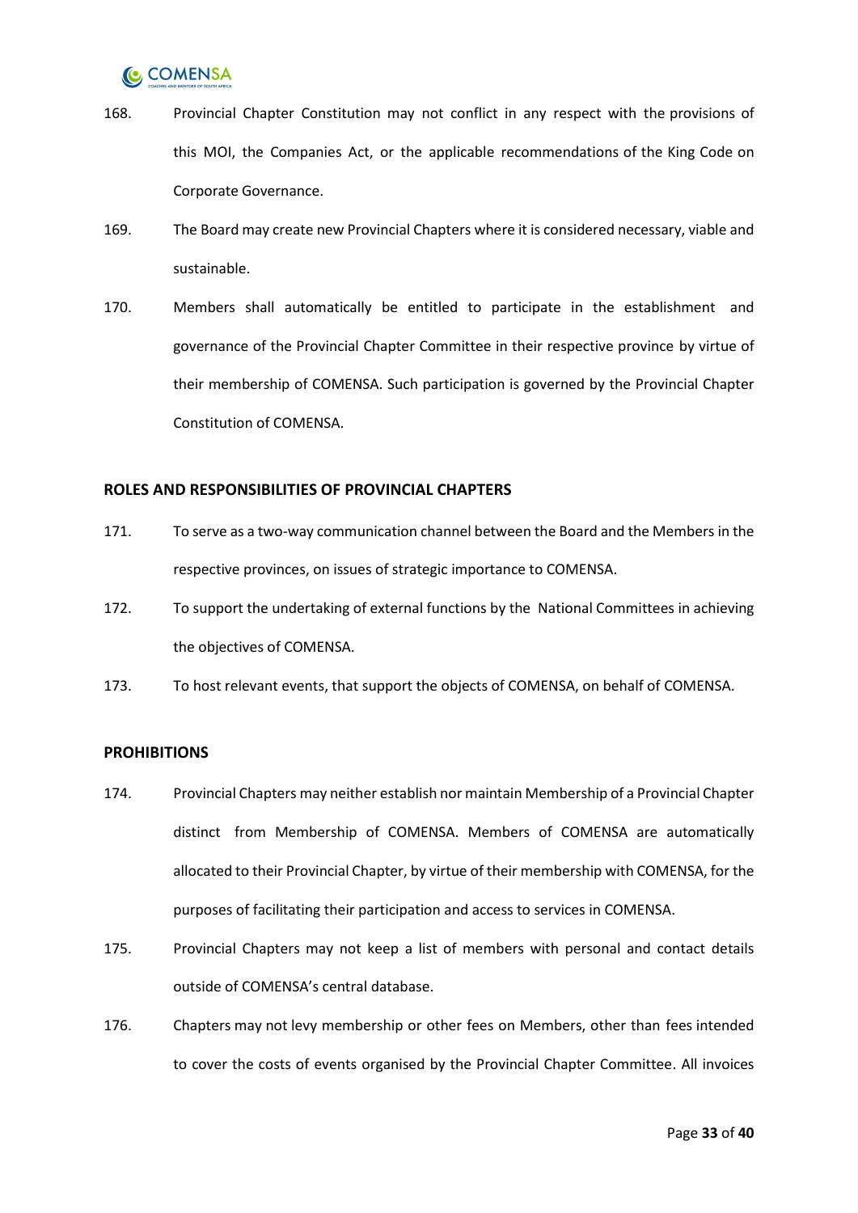168. Provincial Chapter Constitution may not conflict in any respect with the provisions of this MOI, the Companies Act, or the applicable recommendations of the King Code on Corporate Governance.

169. The Board may create new Provincial Chapters where it is considered necessary, viable and sustainable.

170. Members shall automatically be entitled to participate in the establishment and governance of the Provincial Chapter Committee in their respective province by virtue of their membership of COMENSA. Such participation is governed by the Provincial Chapter Constitution of COMENSA.

**ROLES AND RESPONSIBILITIES OF PROVINCIAL CHAPTERS**

171. To serve as a two-way communication channel between the Board and the Members in the respective provinces, on issues of strategic importance to COMENSA.

172. To support the undertaking of external functions by the National Committees in achieving the objectives of COMENSA.

173. To host relevant events, that support the objects of COMENSA, on behalf of COMENSA.

**PROHIBITIONS**

174. Provincial Chapters may neither establish nor maintain Membership of a Provincial Chapter distinct from Membership of COMENSA. Members of COMENSA are automatically allocated to their Provincial Chapter, by virtue of their membership with COMENSA, for the purposes of facilitating their participation and access to services in COMENSA.

175. Provincial Chapters may not keep a list of members with personal and contact details outside of COMENSA's central database.

176. Chapters may not levy membership or other fees on Members, other than fees intended to cover the costs of events organised by the Provincial Chapter Committee. All invoices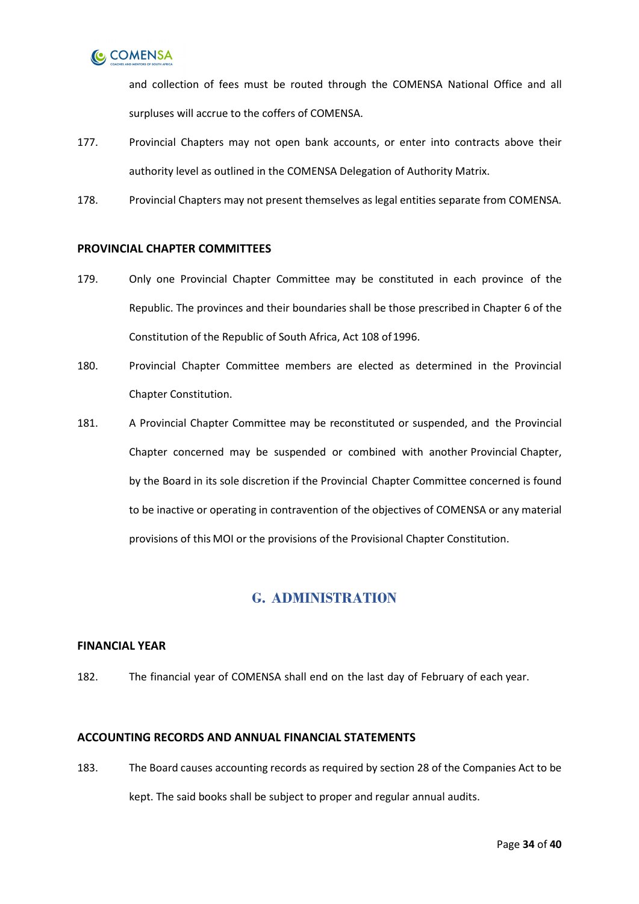and collection of fees must be routed through the COMENSA National Office and all surpluses will accrue to the coffers of COMENSA.

177. Provincial Chapters may not open bank accounts, or enter into contracts above their authority level as outlined in the COMENSA Delegation of Authority Matrix.

178. Provincial Chapters may not present themselves as legal entities separate from COMENSA.

**PROVINCIAL CHAPTER COMMITTEES**

179. Only one Provincial Chapter Committee may be constituted in each province of the Republic. The provinces and their boundaries shall be those prescribed in Chapter 6 of the Constitution of the Republic of South Africa, Act 108 of 1996.

180. Provincial Chapter Committee members are elected as determined in the Provincial Chapter Constitution.

181. A Provincial Chapter Committee may be reconstituted or suspended, and the Provincial Chapter concerned may be suspended or combined with another Provincial Chapter, by the Board in its sole discretion if the Provincial Chapter Committee concerned is found to be inactive or operating in contravention of the objectives of COMENSA or any material provisions of this MOI or the provisions of the Provisional Chapter Constitution.

## G. ADMINISTRATION

**FINANCIAL YEAR**

182. The financial year of COMENSA shall end on the last day of February of each year.

**ACCOUNTING RECORDS AND ANNUAL FINANCIAL STATEMENTS**

183. The Board causes accounting records as required by section 28 of the Companies Act to be kept. The said books shall be subject to proper and regular annual audits.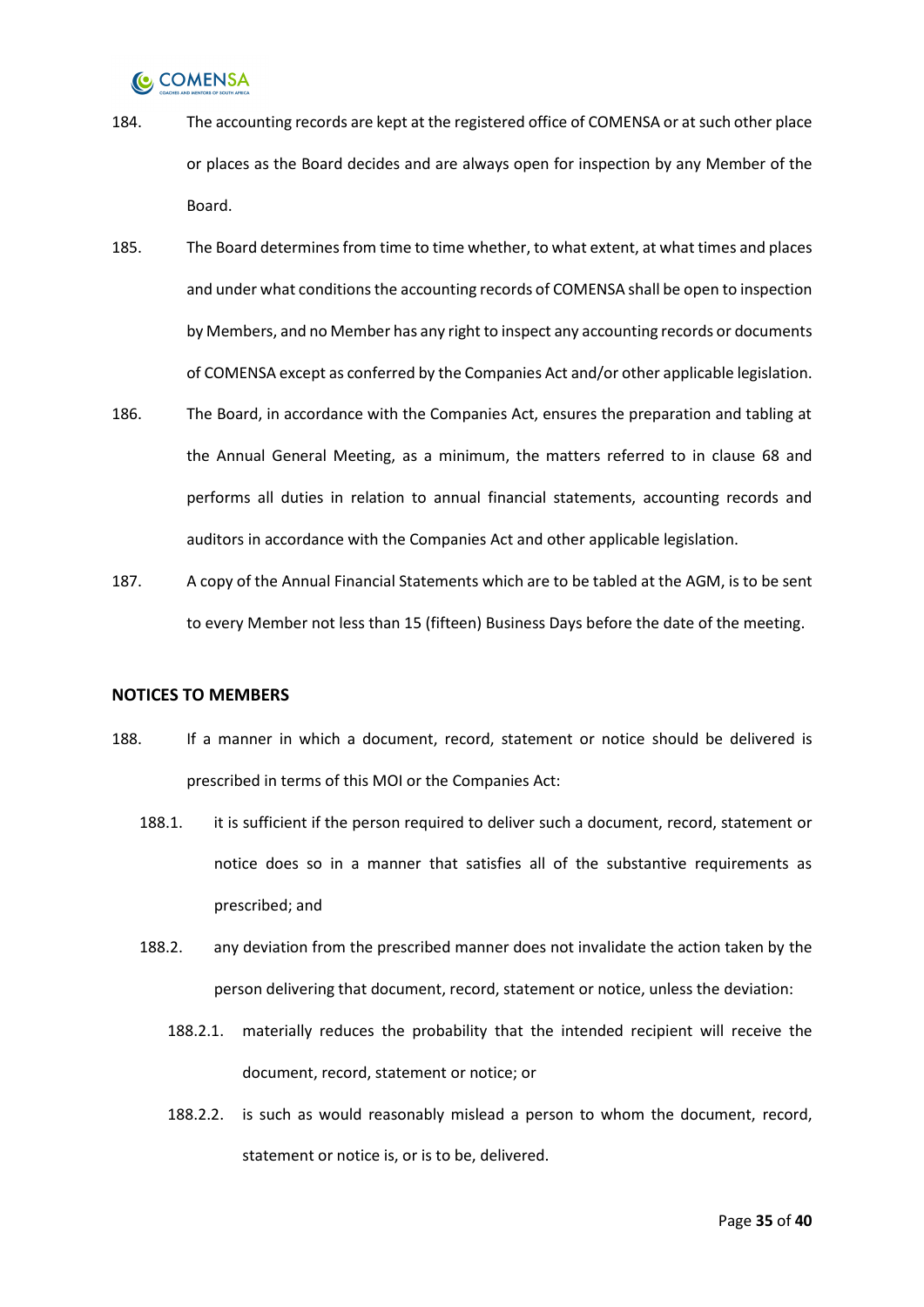184. The accounting records are kept at the registered office of COMENSA or at such other place or places as the Board decides and are always open for inspection by any Member of the Board.

185. The Board determines from time to time whether, to what extent, at what times and places and under what conditions the accounting records of COMENSA shall be open to inspection by Members, and no Member has any right to inspect any accounting records or documents of COMENSA except as conferred by the Companies Act and/or other applicable legislation.

186. The Board, in accordance with the Companies Act, ensures the preparation and tabling at the Annual General Meeting, as a minimum, the matters referred to in clause 68 and performs all duties in relation to annual financial statements, accounting records and auditors in accordance with the Companies Act and other applicable legislation.

187. A copy of the Annual Financial Statements which are to be tabled at the AGM, is to be sent to every Member not less than 15 (fifteen) Business Days before the date of the meeting.

## NOTICES TO MEMBERS

188. If a manner in which a document, record, statement or notice should be delivered is prescribed in terms of this MOI or the Companies Act:

   188.1. it is sufficient if the person required to deliver such a document, record, statement or notice does so in a manner that satisfies all of the substantive requirements as prescribed; and

   188.2. any deviation from the prescribed manner does not invalidate the action taken by the person delivering that document, record, statement or notice, unless the deviation:

      188.2.1. materially reduces the probability that the intended recipient will receive the document, record, statement or notice; or

      188.2.2. is such as would reasonably mislead a person to whom the document, record, statement or notice is, or is to be, delivered.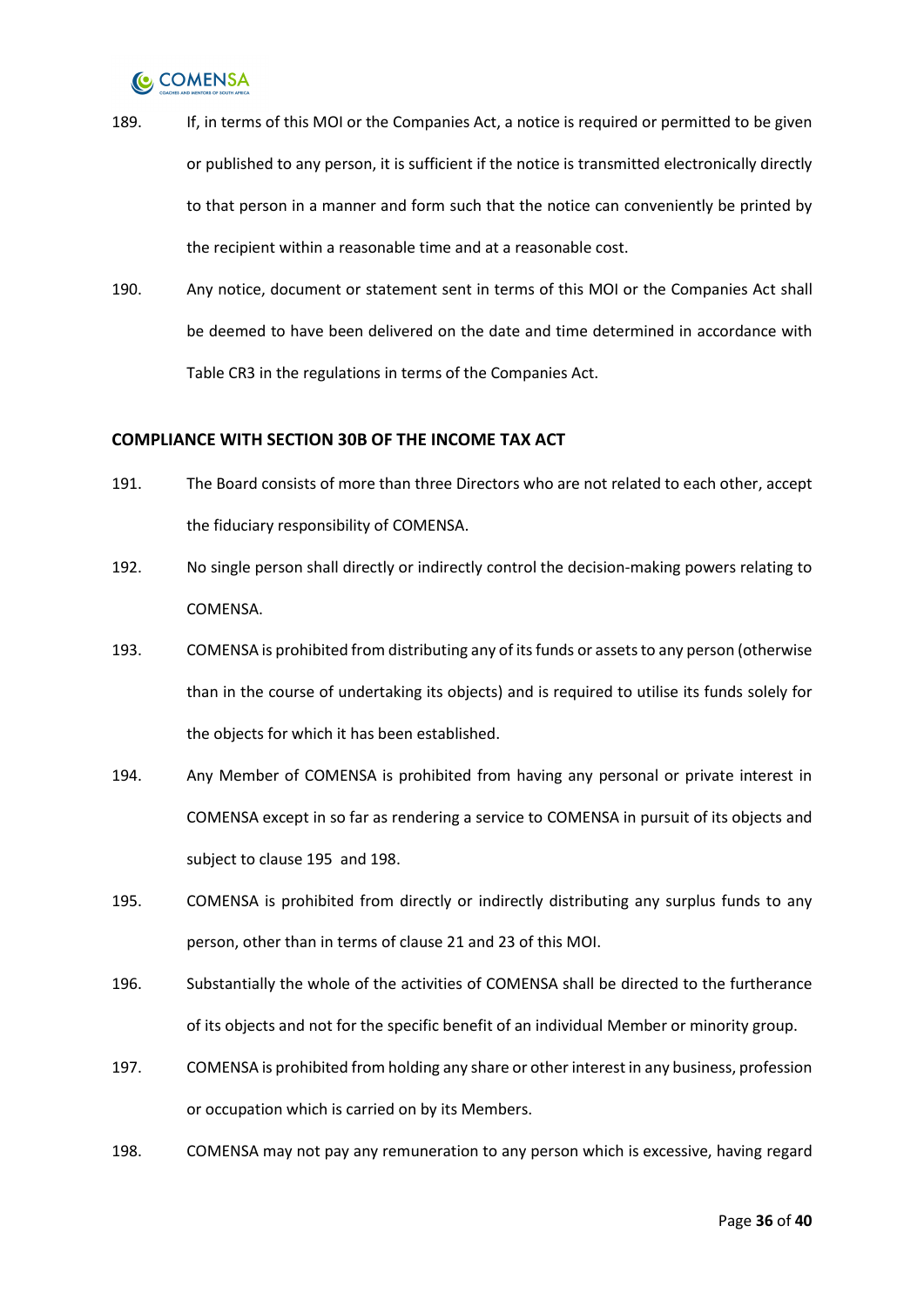189. If, in terms of this MOI or the Companies Act, a notice is required or permitted to be given or published to any person, it is sufficient if the notice is transmitted electronically directly to that person in a manner and form such that the notice can conveniently be printed by the recipient within a reasonable time and at a reasonable cost.

190. Any notice, document or statement sent in terms of this MOI or the Companies Act shall be deemed to have been delivered on the date and time determined in accordance with Table CR3 in the regulations in terms of the Companies Act.

**COMPLIANCE WITH SECTION 30B OF THE INCOME TAX ACT**

191. The Board consists of more than three Directors who are not related to each other, accept the fiduciary responsibility of COMENSA.

192. No single person shall directly or indirectly control the decision-making powers relating to COMENSA.

193. COMENSA is prohibited from distributing any of its funds or assets to any person (otherwise than in the course of undertaking its objects) and is required to utilise its funds solely for the objects for which it has been established.

194. Any Member of COMENSA is prohibited from having any personal or private interest in COMENSA except in so far as rendering a service to COMENSA in pursuit of its objects and subject to clause 195 and 198.

195. COMENSA is prohibited from directly or indirectly distributing any surplus funds to any person, other than in terms of clause 21 and 23 of this MOI.

196. Substantially the whole of the activities of COMENSA shall be directed to the furtherance of its objects and not for the specific benefit of an individual Member or minority group.

197. COMENSA is prohibited from holding any share or other interest in any business, profession or occupation which is carried on by its Members.

198. COMENSA may not pay any remuneration to any person which is excessive, having regard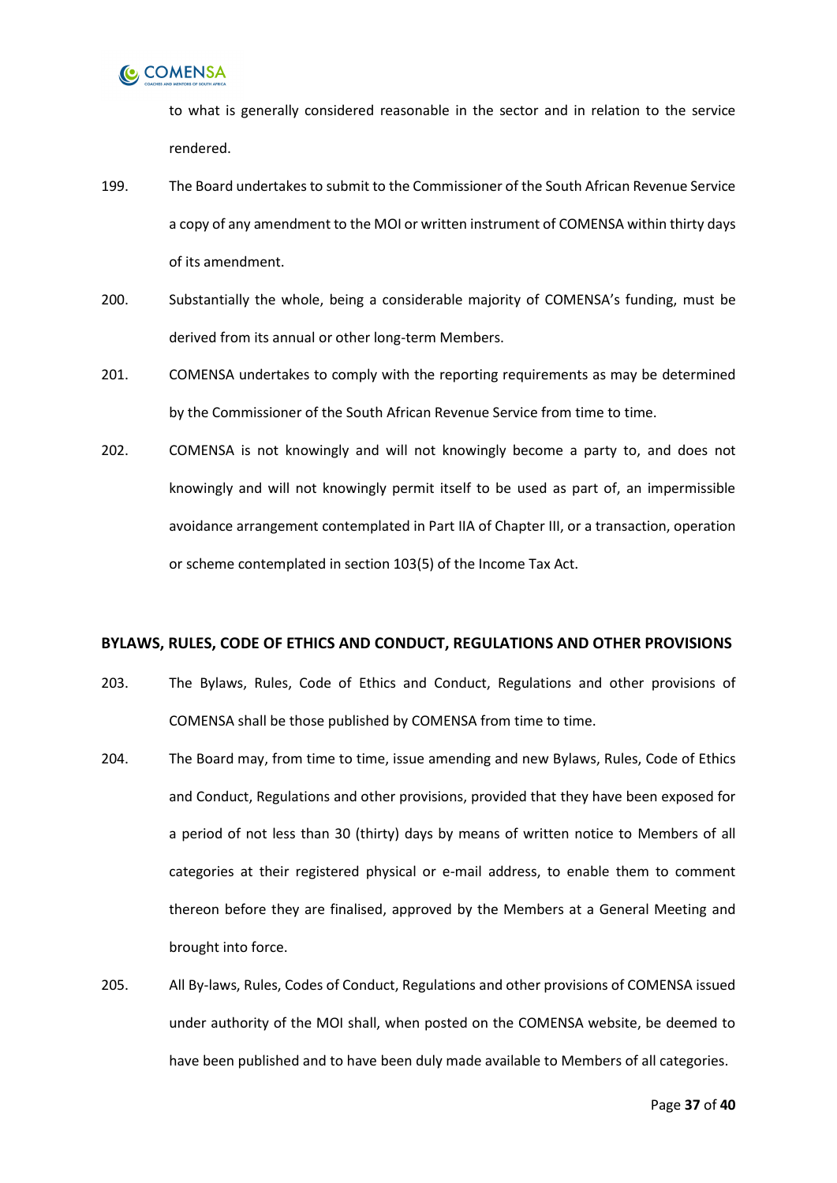to what is generally considered reasonable in the sector and in relation to the service rendered.

199. The Board undertakes to submit to the Commissioner of the South African Revenue Service a copy of any amendment to the MOI or written instrument of COMENSA within thirty days of its amendment.

200. Substantially the whole, being a considerable majority of COMENSA's funding, must be derived from its annual or other long-term Members.

201. COMENSA undertakes to comply with the reporting requirements as may be determined by the Commissioner of the South African Revenue Service from time to time.

202. COMENSA is not knowingly and will not knowingly become a party to, and does not knowingly and will not knowingly permit itself to be used as part of, an impermissible avoidance arrangement contemplated in Part IIA of Chapter III, or a transaction, operation or scheme contemplated in section 103(5) of the Income Tax Act.

## BYLAWS, RULES, CODE OF ETHICS AND CONDUCT, REGULATIONS AND OTHER PROVISIONS

203. The Bylaws, Rules, Code of Ethics and Conduct, Regulations and other provisions of COMENSA shall be those published by COMENSA from time to time.

204. The Board may, from time to time, issue amending and new Bylaws, Rules, Code of Ethics and Conduct, Regulations and other provisions, provided that they have been exposed for a period of not less than 30 (thirty) days by means of written notice to Members of all categories at their registered physical or e-mail address, to enable them to comment thereon before they are finalised, approved by the Members at a General Meeting and brought into force.

205. All By-laws, Rules, Codes of Conduct, Regulations and other provisions of COMENSA issued under authority of the MOI shall, when posted on the COMENSA website, be deemed to have been published and to have been duly made available to Members of all categories.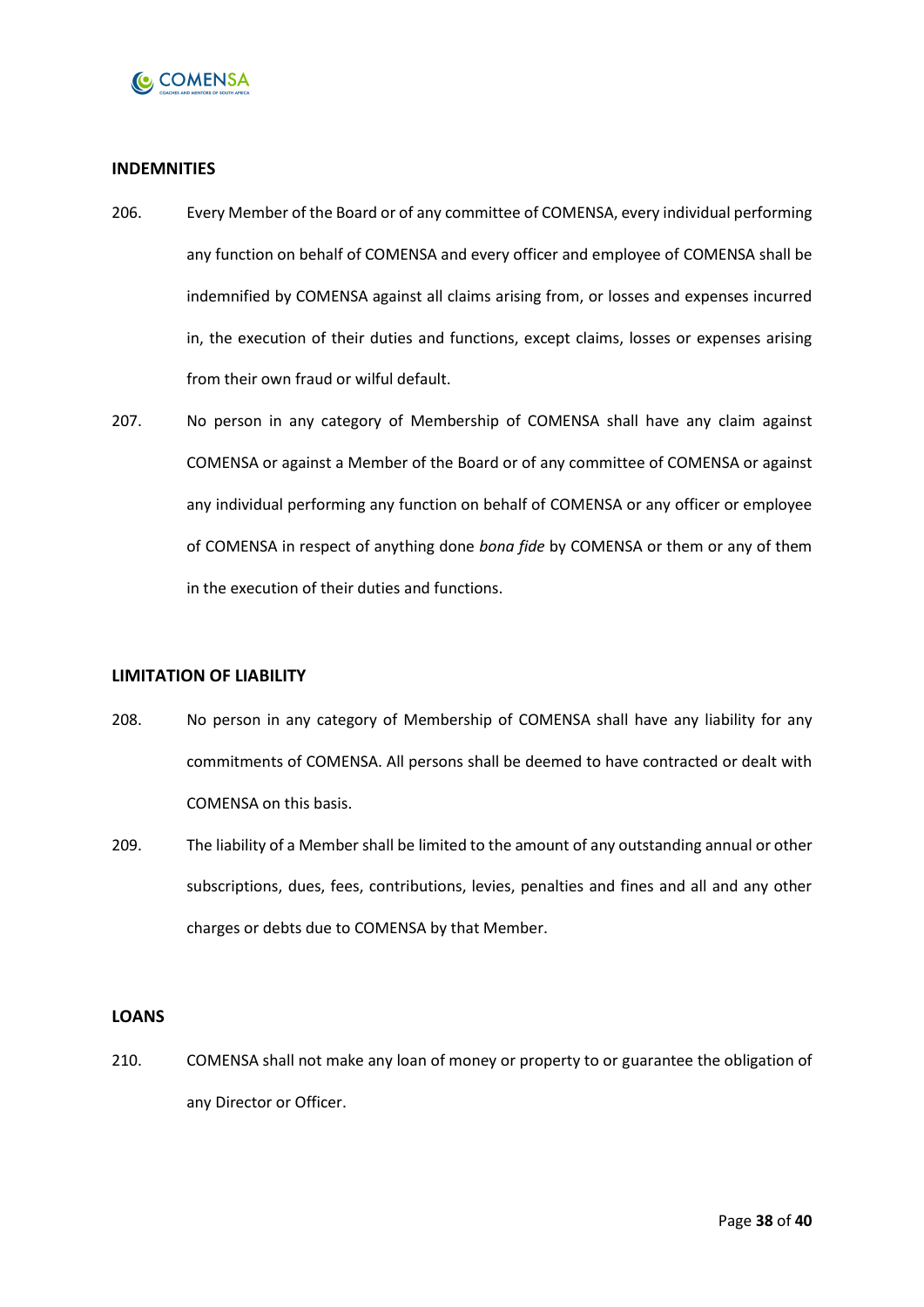## INDEMNITIES

206. Every Member of the Board or of any committee of COMENSA, every individual performing any function on behalf of COMENSA and every officer and employee of COMENSA shall be indemnified by COMENSA against all claims arising from, or losses and expenses incurred in, the execution of their duties and functions, except claims, losses or expenses arising from their own fraud or wilful default.

207. No person in any category of Membership of COMENSA shall have any claim against COMENSA or against a Member of the Board or of any committee of COMENSA or against any individual performing any function on behalf of COMENSA or any officer or employee of COMENSA in respect of anything done *bona fide* by COMENSA or them or any of them in the execution of their duties and functions.

## LIMITATION OF LIABILITY

208. No person in any category of Membership of COMENSA shall have any liability for any commitments of COMENSA. All persons shall be deemed to have contracted or dealt with COMENSA on this basis.

209. The liability of a Member shall be limited to the amount of any outstanding annual or other subscriptions, dues, fees, contributions, levies, penalties and fines and all and any other charges or debts due to COMENSA by that Member.

## LOANS

210. COMENSA shall not make any loan of money or property to or guarantee the obligation of any Director or Officer.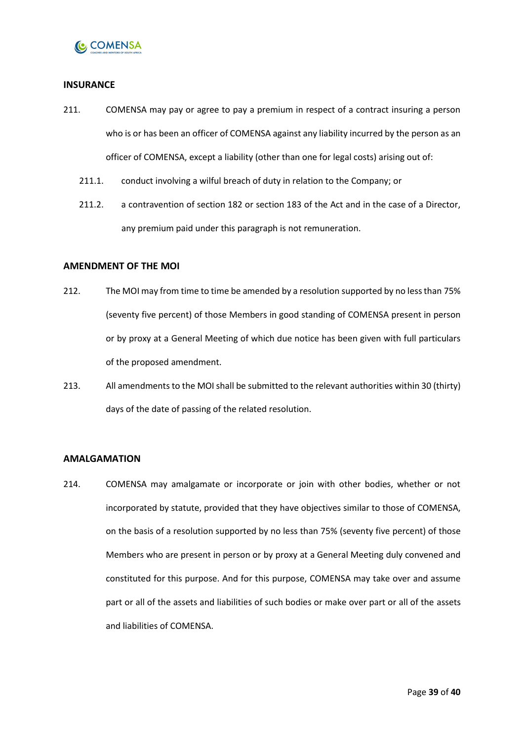## INSURANCE

211. COMENSA may pay or agree to pay a premium in respect of a contract insuring a person who is or has been an officer of COMENSA against any liability incurred by the person as an officer of COMENSA, except a liability (other than one for legal costs) arising out of:

    211.1. conduct involving a wilful breach of duty in relation to the Company; or

    211.2. a contravention of section 182 or section 183 of the Act and in the case of a Director, any premium paid under this paragraph is not remuneration.

## AMENDMENT OF THE MOI

212. The MOI may from time to time be amended by a resolution supported by no less than 75% (seventy five percent) of those Members in good standing of COMENSA present in person or by proxy at a General Meeting of which due notice has been given with full particulars of the proposed amendment.

213. All amendments to the MOI shall be submitted to the relevant authorities within 30 (thirty) days of the date of passing of the related resolution.

## AMALGAMATION

214. COMENSA may amalgamate or incorporate or join with other bodies, whether or not incorporated by statute, provided that they have objectives similar to those of COMENSA, on the basis of a resolution supported by no less than 75% (seventy five percent) of those Members who are present in person or by proxy at a General Meeting duly convened and constituted for this purpose. And for this purpose, COMENSA may take over and assume part or all of the assets and liabilities of such bodies or make over part or all of the assets and liabilities of COMENSA.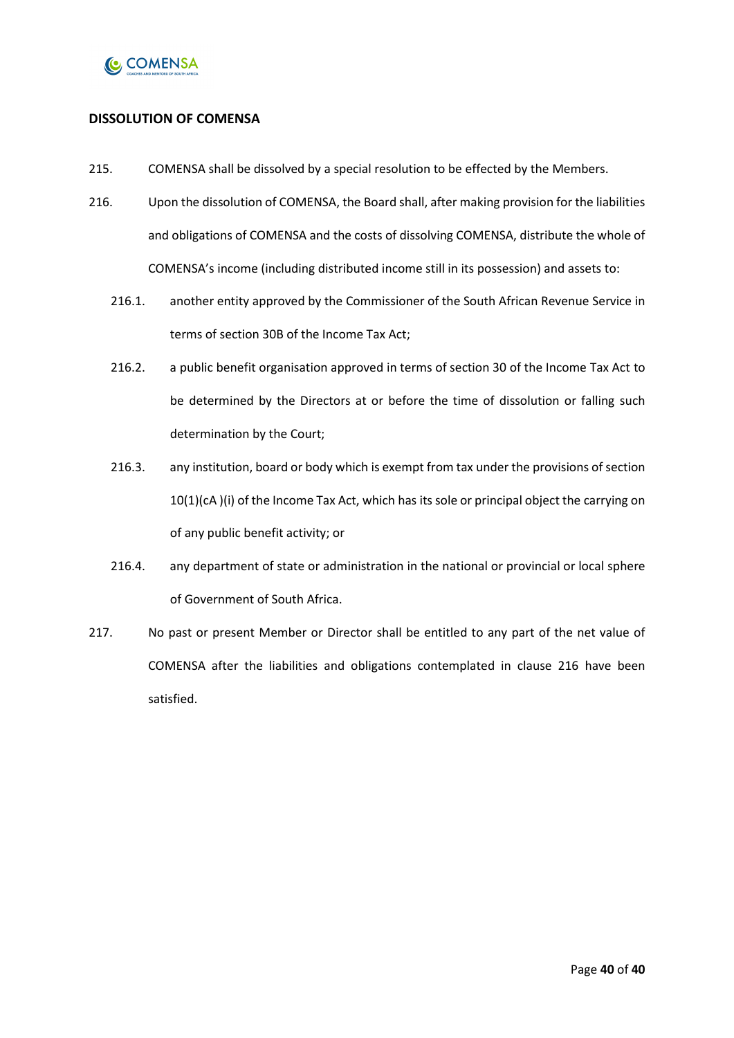## DISSOLUTION OF COMENSA

215. COMENSA shall be dissolved by a special resolution to be effected by the Members.

216. Upon the dissolution of COMENSA, the Board shall, after making provision for the liabilities and obligations of COMENSA and the costs of dissolving COMENSA, distribute the whole of COMENSA's income (including distributed income still in its possession) and assets to:

    216.1. another entity approved by the Commissioner of the South African Revenue Service in terms of section 30B of the Income Tax Act;

    216.2. a public benefit organisation approved in terms of section 30 of the Income Tax Act to be determined by the Directors at or before the time of dissolution or falling such determination by the Court;

    216.3. any institution, board or body which is exempt from tax under the provisions of section 10(1)(cA )(i) of the Income Tax Act, which has its sole or principal object the carrying on of any public benefit activity; or

    216.4. any department of state or administration in the national or provincial or local sphere of Government of South Africa.

217. No past or present Member or Director shall be entitled to any part of the net value of COMENSA after the liabilities and obligations contemplated in clause 216 have been satisfied.